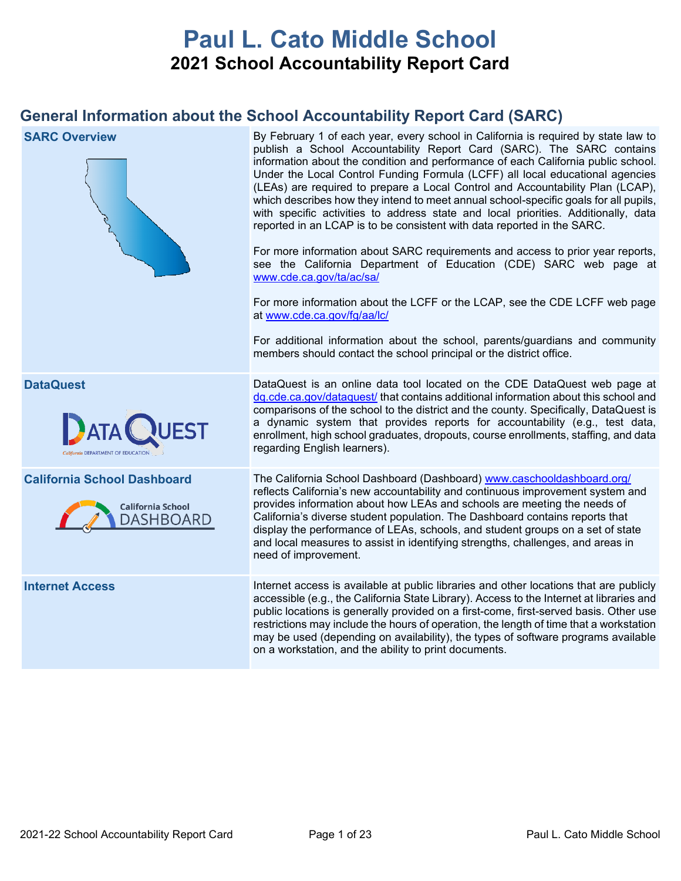# Paul L. Cato Middle School

## 2021 School Accountability Report Card

## General Information about the School Accountability Report Card (SARC)

| | |
|---|---|
| **SARC Overview** | By February 1 of each year, every school in California is required by state law to publish a School Accountability Report Card (SARC). The SARC contains information about the condition and performance of each California public school. Under the Local Control Funding Formula (LCFF) all local educational agencies (LEAs) are required to prepare a Local Control and Accountability Plan (LCAP), which describes how they intend to meet annual school-specific goals for all pupils, with specific activities to address state and local priorities. Additionally, data reported in an LCAP is to be consistent with data reported in the SARC.<br><br>For more information about SARC requirements and access to prior year reports, see the California Department of Education (CDE) SARC web page at www.cde.ca.gov/ta/ac/sa/<br><br>For more information about the LCFF or the LCAP, see the CDE LCFF web page at www.cde.ca.gov/fg/aa/lc/<br><br>For additional information about the school, parents/guardians and community members should contact the school principal or the district office. |
| **DataQuest** | DataQuest is an online data tool located on the CDE DataQuest web page at dq.cde.ca.gov/dataquest/ that contains additional information about this school and comparisons of the school to the district and the county. Specifically, DataQuest is a dynamic system that provides reports for accountability (e.g., test data, enrollment, high school graduates, dropouts, course enrollments, staffing, and data regarding English learners). |
| **California School Dashboard** | The California School Dashboard (Dashboard) www.caschooldashboard.org/ reflects California's new accountability and continuous improvement system and provides information about how LEAs and schools are meeting the needs of California's diverse student population. The Dashboard contains reports that display the performance of LEAs, schools, and student groups on a set of state and local measures to assist in identifying strengths, challenges, and areas in need of improvement. |
| **Internet Access** | Internet access is available at public libraries and other locations that are publicly accessible (e.g., the California State Library). Access to the Internet at libraries and public locations is generally provided on a first-come, first-served basis. Other use restrictions may include the hours of operation, the length of time that a workstation may be used (depending on availability), the types of software programs available on a workstation, and the ability to print documents. |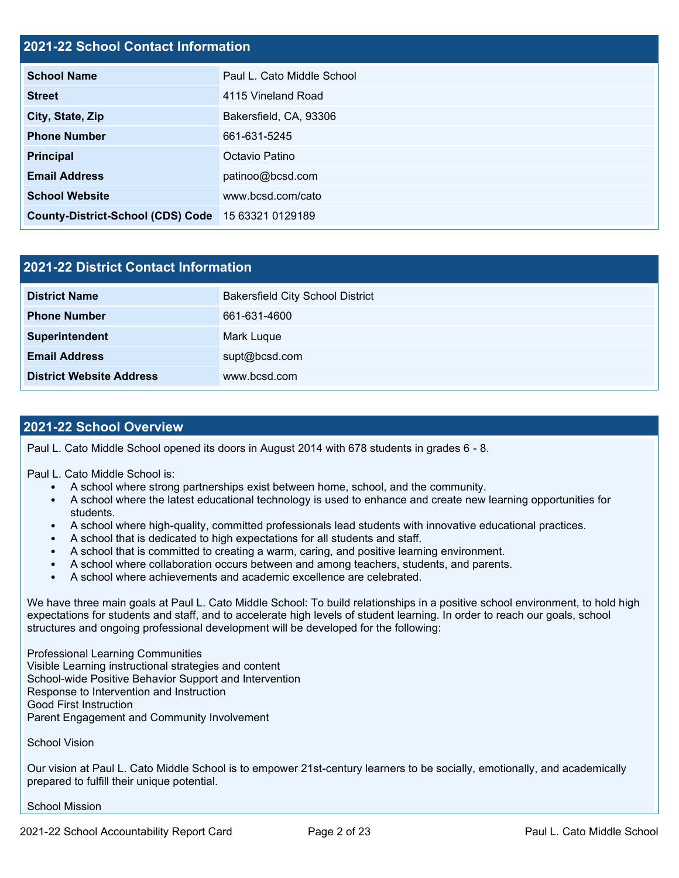## 2021-22 School Contact Information

| 2021-22 School Contact Information | |
|---|---|
| **School Name** | Paul L. Cato Middle School |
| **Street** | 4115 Vineland Road |
| **City, State, Zip** | Bakersfield, CA, 93306 |
| **Phone Number** | 661-631-5245 |
| **Principal** | Octavio Patino |
| **Email Address** | patinoo@bcsd.com |
| **School Website** | www.bcsd.com/cato |
| **County-District-School (CDS) Code** | 15 63321 0129189 |

## 2021-22 District Contact Information

| 2021-22 District Contact Information | |
|---|---|
| **District Name** | Bakersfield City School District |
| **Phone Number** | 661-631-4600 |
| **Superintendent** | Mark Luque |
| **Email Address** | supt@bcsd.com |
| **District Website Address** | www.bcsd.com |

## 2021-22 School Overview

Paul L. Cato Middle School opened its doors in August 2014 with 678 students in grades 6 - 8.

Paul L. Cato Middle School is:

- A school where strong partnerships exist between home, school, and the community.
- A school where the latest educational technology is used to enhance and create new learning opportunities for students.
- A school where high-quality, committed professionals lead students with innovative educational practices.
- A school that is dedicated to high expectations for all students and staff.
- A school that is committed to creating a warm, caring, and positive learning environment.
- A school where collaboration occurs between and among teachers, students, and parents.
- A school where achievements and academic excellence are celebrated.

We have three main goals at Paul L. Cato Middle School: To build relationships in a positive school environment, to hold high expectations for students and staff, and to accelerate high levels of student learning. In order to reach our goals, school structures and ongoing professional development will be developed for the following:

Professional Learning Communities
Visible Learning instructional strategies and content
School-wide Positive Behavior Support and Intervention
Response to Intervention and Instruction
Good First Instruction
Parent Engagement and Community Involvement

School Vision

Our vision at Paul L. Cato Middle School is to empower 21st-century learners to be socially, emotionally, and academically prepared to fulfill their unique potential.

School Mission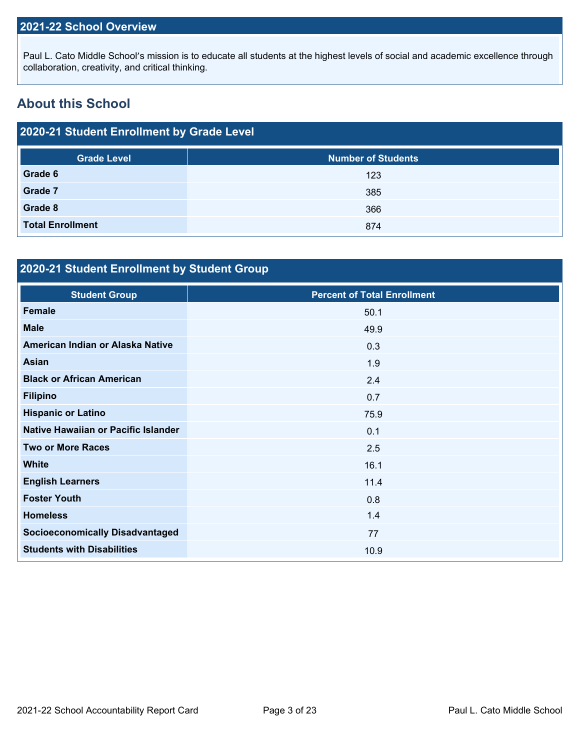## 2021-22 School Overview

Paul L. Cato Middle School's mission is to educate all students at the highest levels of social and academic excellence through collaboration, creativity, and critical thinking.

## About this School

### 2020-21 Student Enrollment by Grade Level

| Grade Level | Number of Students |
|---|---|
| **Grade 6** | 123 |
| **Grade 7** | 385 |
| **Grade 8** | 366 |
| **Total Enrollment** | 874 |

### 2020-21 Student Enrollment by Student Group

| Student Group | Percent of Total Enrollment |
|---|---|
| **Female** | 50.1 |
| **Male** | 49.9 |
| **American Indian or Alaska Native** | 0.3 |
| **Asian** | 1.9 |
| **Black or African American** | 2.4 |
| **Filipino** | 0.7 |
| **Hispanic or Latino** | 75.9 |
| **Native Hawaiian or Pacific Islander** | 0.1 |
| **Two or More Races** | 2.5 |
| **White** | 16.1 |
| **English Learners** | 11.4 |
| **Foster Youth** | 0.8 |
| **Homeless** | 1.4 |
| **Socioeconomically Disadvantaged** | 77 |
| **Students with Disabilities** | 10.9 |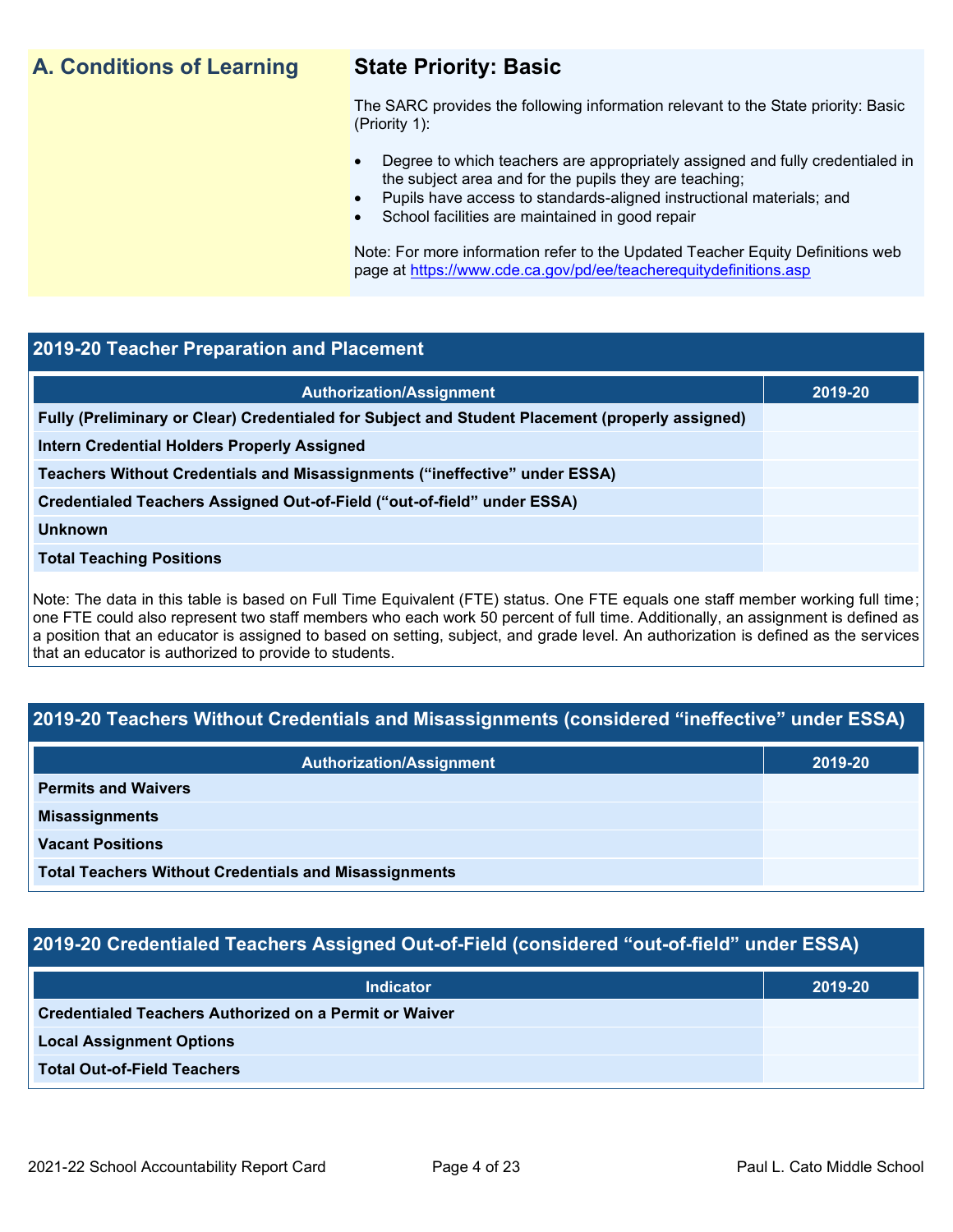## A. Conditions of Learning

### State Priority: Basic

The SARC provides the following information relevant to the State priority: Basic (Priority 1):

- Degree to which teachers are appropriately assigned and fully credentialed in the subject area and for the pupils they are teaching;
- Pupils have access to standards-aligned instructional materials; and
- School facilities are maintained in good repair

Note: For more information refer to the Updated Teacher Equity Definitions web page at https://www.cde.ca.gov/pd/ee/teacherequitydefinitions.asp

## 2019-20 Teacher Preparation and Placement

| Authorization/Assignment | 2019-20 |
|---|---|
| Fully (Preliminary or Clear) Credentialed for Subject and Student Placement (properly assigned) | |
| Intern Credential Holders Properly Assigned | |
| Teachers Without Credentials and Misassignments (“ineffective” under ESSA) | |
| Credentialed Teachers Assigned Out-of-Field (“out-of-field” under ESSA) | |
| Unknown | |
| Total Teaching Positions | |

Note: The data in this table is based on Full Time Equivalent (FTE) status. One FTE equals one staff member working full time; one FTE could also represent two staff members who each work 50 percent of full time. Additionally, an assignment is defined as a position that an educator is assigned to based on setting, subject, and grade level. An authorization is defined as the services that an educator is authorized to provide to students.

## 2019-20 Teachers Without Credentials and Misassignments (considered “ineffective” under ESSA)

| Authorization/Assignment | 2019-20 |
|---|---|
| Permits and Waivers | |
| Misassignments | |
| Vacant Positions | |
| Total Teachers Without Credentials and Misassignments | |

## 2019-20 Credentialed Teachers Assigned Out-of-Field (considered “out-of-field” under ESSA)

| Indicator | 2019-20 |
|---|---|
| Credentialed Teachers Authorized on a Permit or Waiver | |
| Local Assignment Options | |
| Total Out-of-Field Teachers | |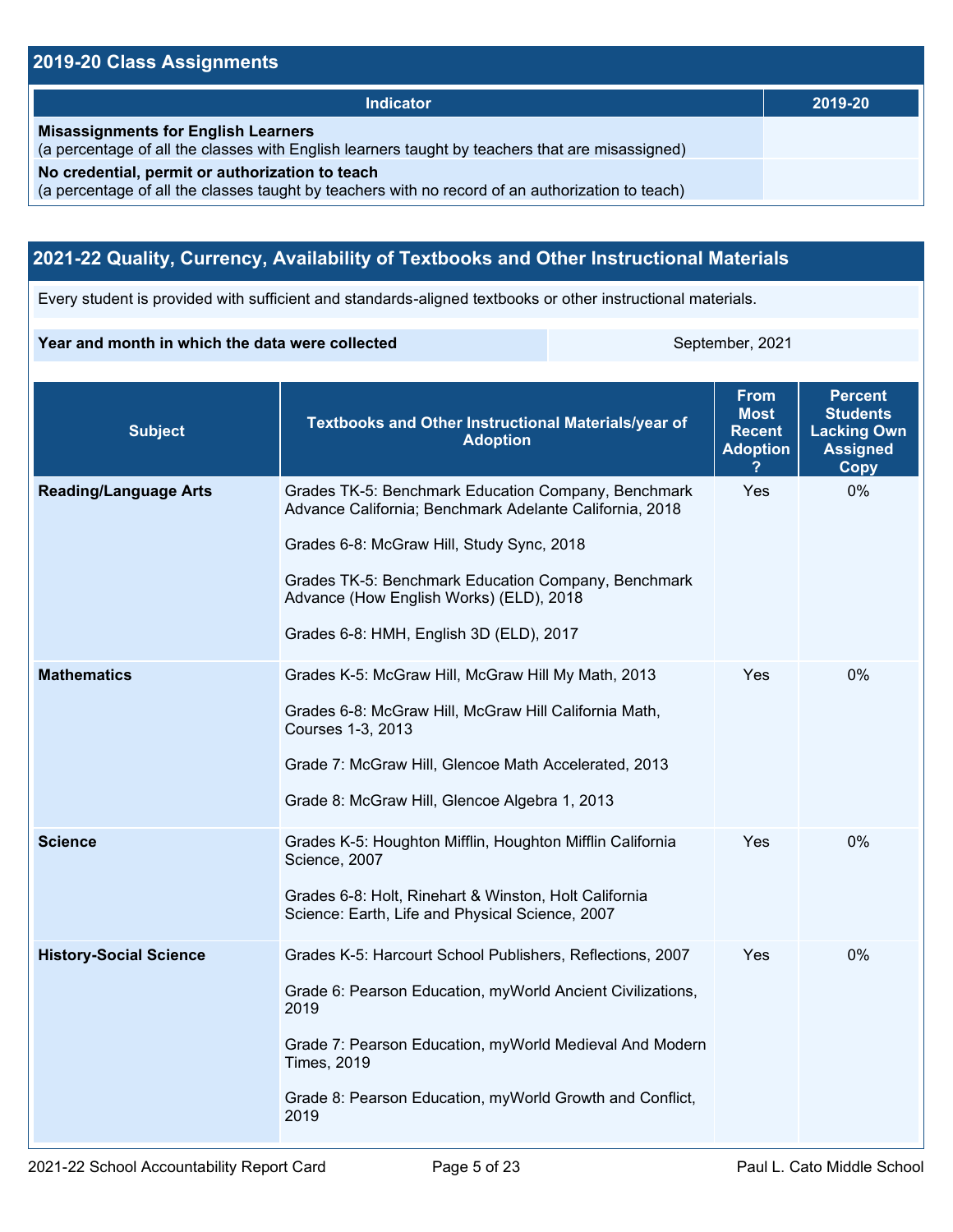## 2019-20 Class Assignments

| Indicator | 2019-20 |
|---|---|
| **Misassignments for English Learners** (a percentage of all the classes with English learners taught by teachers that are misassigned) | |
| **No credential, permit or authorization to teach** (a percentage of all the classes taught by teachers with no record of an authorization to teach) | |

## 2021-22 Quality, Currency, Availability of Textbooks and Other Instructional Materials

Every student is provided with sufficient and standards-aligned textbooks or other instructional materials.

| **Year and month in which the data were collected** | September, 2021 |
|---|---|

| Subject | Textbooks and Other Instructional Materials/year of Adoption | From Most Recent Adoption ? | Percent Students Lacking Own Assigned Copy |
|---|---|---|---|
| **Reading/Language Arts** | Grades TK-5: Benchmark Education Company, Benchmark Advance California; Benchmark Adelante California, 2018<br><br>Grades 6-8: McGraw Hill, Study Sync, 2018<br><br>Grades TK-5: Benchmark Education Company, Benchmark Advance (How English Works) (ELD), 2018<br><br>Grades 6-8: HMH, English 3D (ELD), 2017 | Yes | 0% |
| **Mathematics** | Grades K-5: McGraw Hill, McGraw Hill My Math, 2013<br><br>Grades 6-8: McGraw Hill, McGraw Hill California Math, Courses 1-3, 2013<br><br>Grade 7: McGraw Hill, Glencoe Math Accelerated, 2013<br><br>Grade 8: McGraw Hill, Glencoe Algebra 1, 2013 | Yes | 0% |
| **Science** | Grades K-5: Houghton Mifflin, Houghton Mifflin California Science, 2007<br><br>Grades 6-8: Holt, Rinehart & Winston, Holt California Science: Earth, Life and Physical Science, 2007 | Yes | 0% |
| **History-Social Science** | Grades K-5: Harcourt School Publishers, Reflections, 2007<br><br>Grade 6: Pearson Education, myWorld Ancient Civilizations, 2019<br><br>Grade 7: Pearson Education, myWorld Medieval And Modern Times, 2019<br><br>Grade 8: Pearson Education, myWorld Growth and Conflict, 2019 | Yes | 0% |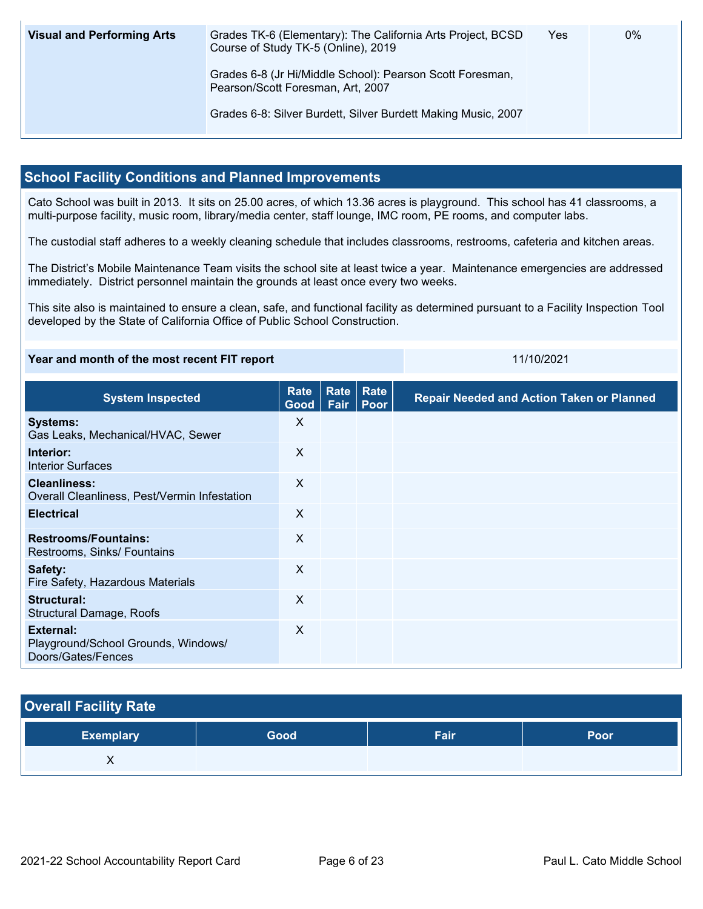| Visual and Performing Arts | Grades TK-6 (Elementary): The California Arts Project, BCSD Course of Study TK-5 (Online), 2019<br><br>Grades 6-8 (Jr Hi/Middle School): Pearson Scott Foresman, Pearson/Scott Foresman, Art, 2007<br><br>Grades 6-8: Silver Burdett, Silver Burdett Making Music, 2007 | Yes | 0% |
|---|---|---|---|

## School Facility Conditions and Planned Improvements

Cato School was built in 2013. It sits on 25.00 acres, of which 13.36 acres is playground. This school has 41 classrooms, a multi-purpose facility, music room, library/media center, staff lounge, IMC room, PE rooms, and computer labs.

The custodial staff adheres to a weekly cleaning schedule that includes classrooms, restrooms, cafeteria and kitchen areas.

The District's Mobile Maintenance Team visits the school site at least twice a year. Maintenance emergencies are addressed immediately. District personnel maintain the grounds at least once every two weeks.

This site also is maintained to ensure a clean, safe, and functional facility as determined pursuant to a Facility Inspection Tool developed by the State of California Office of Public School Construction.

| Year and month of the most recent FIT report | 11/10/2021 |
|---|---|

| System Inspected | Rate Good | Rate Fair | Rate Poor | Repair Needed and Action Taken or Planned |
|---|---|---|---|---|
| **Systems:** Gas Leaks, Mechanical/HVAC, Sewer | X | | | |
| **Interior:** Interior Surfaces | X | | | |
| **Cleanliness:** Overall Cleanliness, Pest/Vermin Infestation | X | | | |
| **Electrical** | X | | | |
| **Restrooms/Fountains:** Restrooms, Sinks/ Fountains | X | | | |
| **Safety:** Fire Safety, Hazardous Materials | X | | | |
| **Structural:** Structural Damage, Roofs | X | | | |
| **External:** Playground/School Grounds, Windows/ Doors/Gates/Fences | X | | | |

## Overall Facility Rate

| Exemplary | Good | Fair | Poor |
|---|---|---|---|
| X | | | |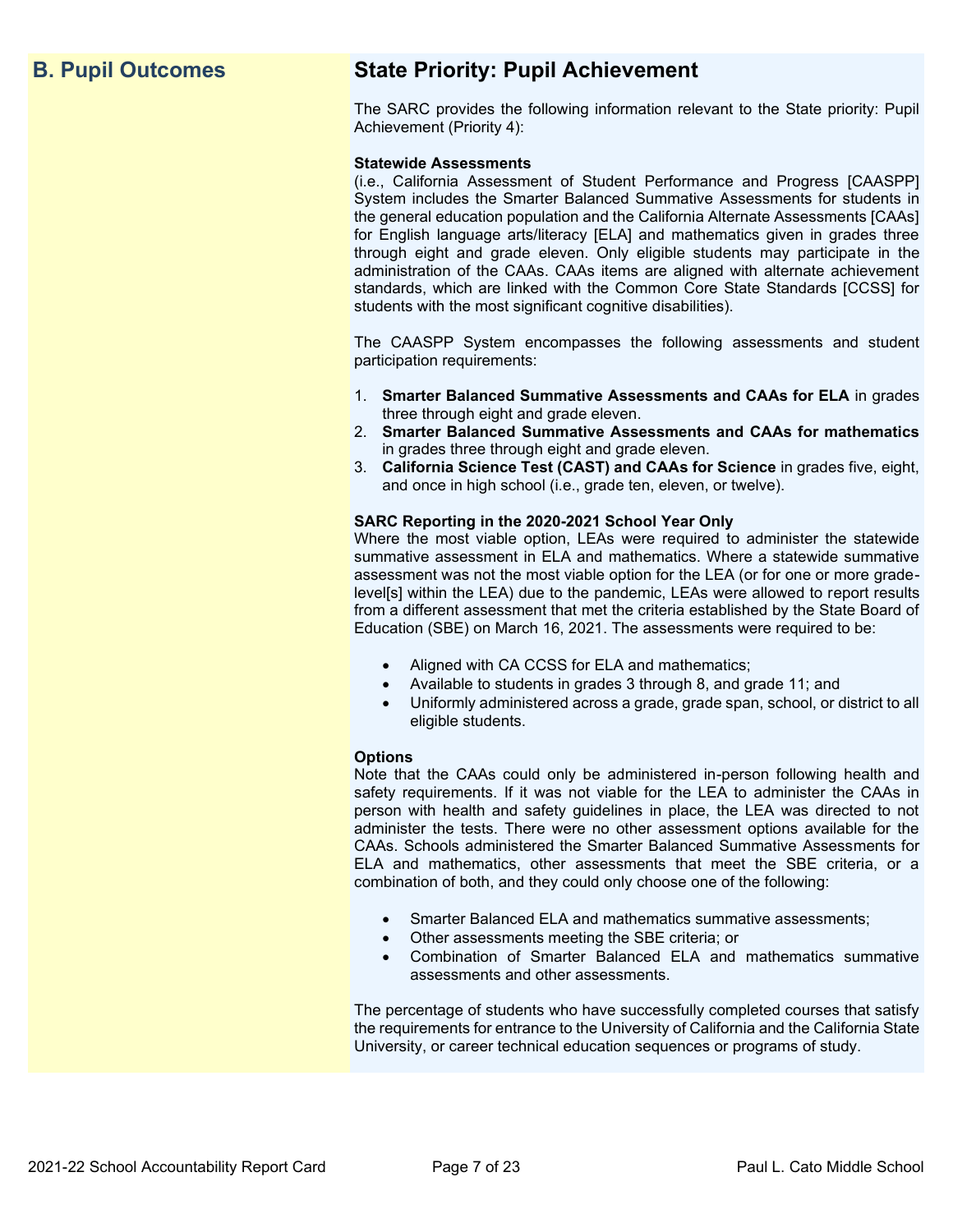## B. Pupil Outcomes

## State Priority: Pupil Achievement

The SARC provides the following information relevant to the State priority: Pupil Achievement (Priority 4):

**Statewide Assessments**
(i.e., California Assessment of Student Performance and Progress [CAASPP] System includes the Smarter Balanced Summative Assessments for students in the general education population and the California Alternate Assessments [CAAs] for English language arts/literacy [ELA] and mathematics given in grades three through eight and grade eleven. Only eligible students may participate in the administration of the CAAs. CAAs items are aligned with alternate achievement standards, which are linked with the Common Core State Standards [CCSS] for students with the most significant cognitive disabilities).

The CAASPP System encompasses the following assessments and student participation requirements:

1. **Smarter Balanced Summative Assessments and CAAs for ELA** in grades three through eight and grade eleven.
2. **Smarter Balanced Summative Assessments and CAAs for mathematics** in grades three through eight and grade eleven.
3. **California Science Test (CAST) and CAAs for Science** in grades five, eight, and once in high school (i.e., grade ten, eleven, or twelve).

**SARC Reporting in the 2020-2021 School Year Only**
Where the most viable option, LEAs were required to administer the statewide summative assessment in ELA and mathematics. Where a statewide summative assessment was not the most viable option for the LEA (or for one or more grade-level[s] within the LEA) due to the pandemic, LEAs were allowed to report results from a different assessment that met the criteria established by the State Board of Education (SBE) on March 16, 2021. The assessments were required to be:

- Aligned with CA CCSS for ELA and mathematics;
- Available to students in grades 3 through 8, and grade 11; and
- Uniformly administered across a grade, grade span, school, or district to all eligible students.

**Options**
Note that the CAAs could only be administered in-person following health and safety requirements. If it was not viable for the LEA to administer the CAAs in person with health and safety guidelines in place, the LEA was directed to not administer the tests. There were no other assessment options available for the CAAs. Schools administered the Smarter Balanced Summative Assessments for ELA and mathematics, other assessments that meet the SBE criteria, or a combination of both, and they could only choose one of the following:

- Smarter Balanced ELA and mathematics summative assessments;
- Other assessments meeting the SBE criteria; or
- Combination of Smarter Balanced ELA and mathematics summative assessments and other assessments.

The percentage of students who have successfully completed courses that satisfy the requirements for entrance to the University of California and the California State University, or career technical education sequences or programs of study.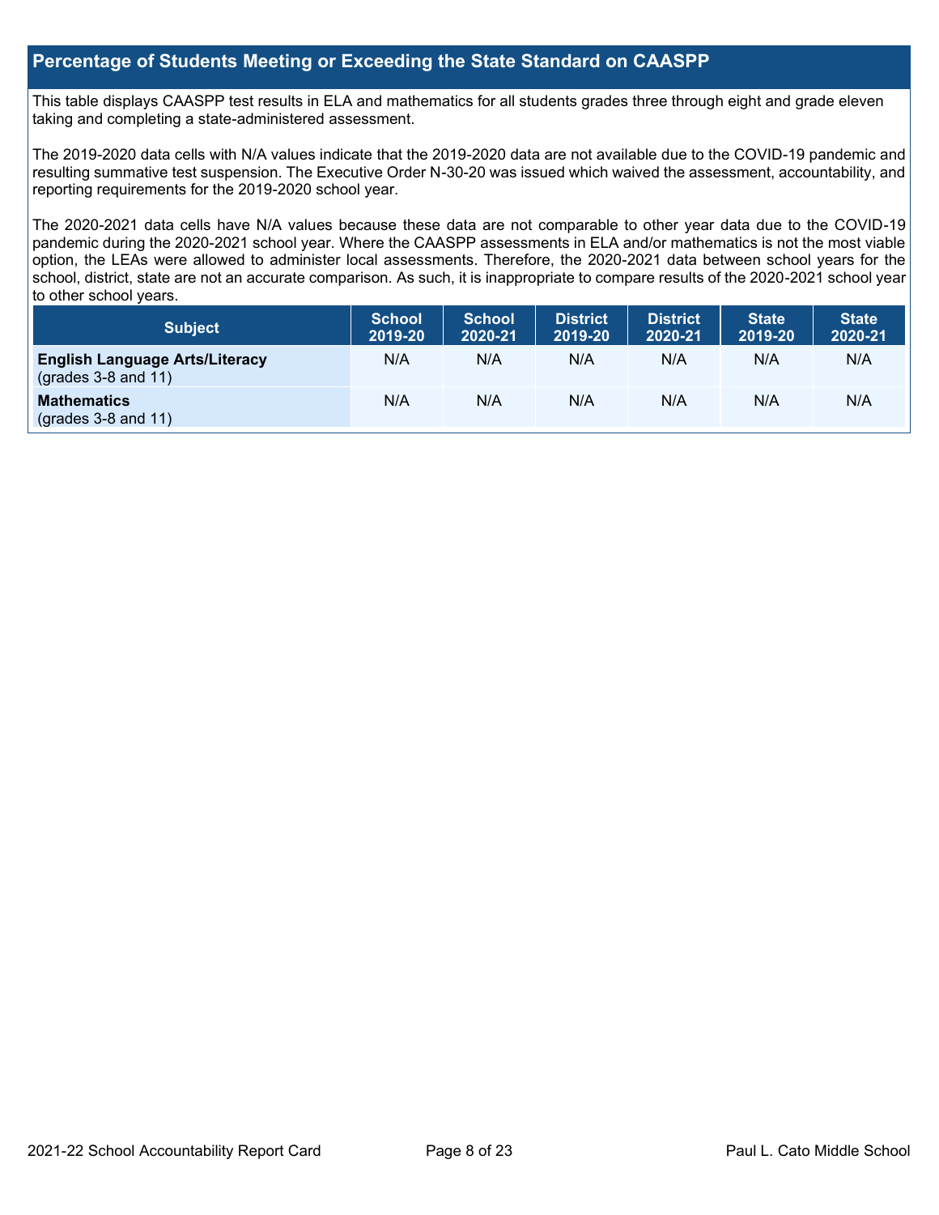## Percentage of Students Meeting or Exceeding the State Standard on CAASPP

This table displays CAASPP test results in ELA and mathematics for all students grades three through eight and grade eleven taking and completing a state-administered assessment.

The 2019-2020 data cells with N/A values indicate that the 2019-2020 data are not available due to the COVID-19 pandemic and resulting summative test suspension. The Executive Order N-30-20 was issued which waived the assessment, accountability, and reporting requirements for the 2019-2020 school year.

The 2020-2021 data cells have N/A values because these data are not comparable to other year data due to the COVID-19 pandemic during the 2020-2021 school year. Where the CAASPP assessments in ELA and/or mathematics is not the most viable option, the LEAs were allowed to administer local assessments. Therefore, the 2020-2021 data between school years for the school, district, state are not an accurate comparison. As such, it is inappropriate to compare results of the 2020-2021 school year to other school years.

| Subject | School 2019-20 | School 2020-21 | District 2019-20 | District 2020-21 | State 2019-20 | State 2020-21 |
|---|---|---|---|---|---|---|
| **English Language Arts/Literacy** (grades 3-8 and 11) | N/A | N/A | N/A | N/A | N/A | N/A |
| **Mathematics** (grades 3-8 and 11) | N/A | N/A | N/A | N/A | N/A | N/A |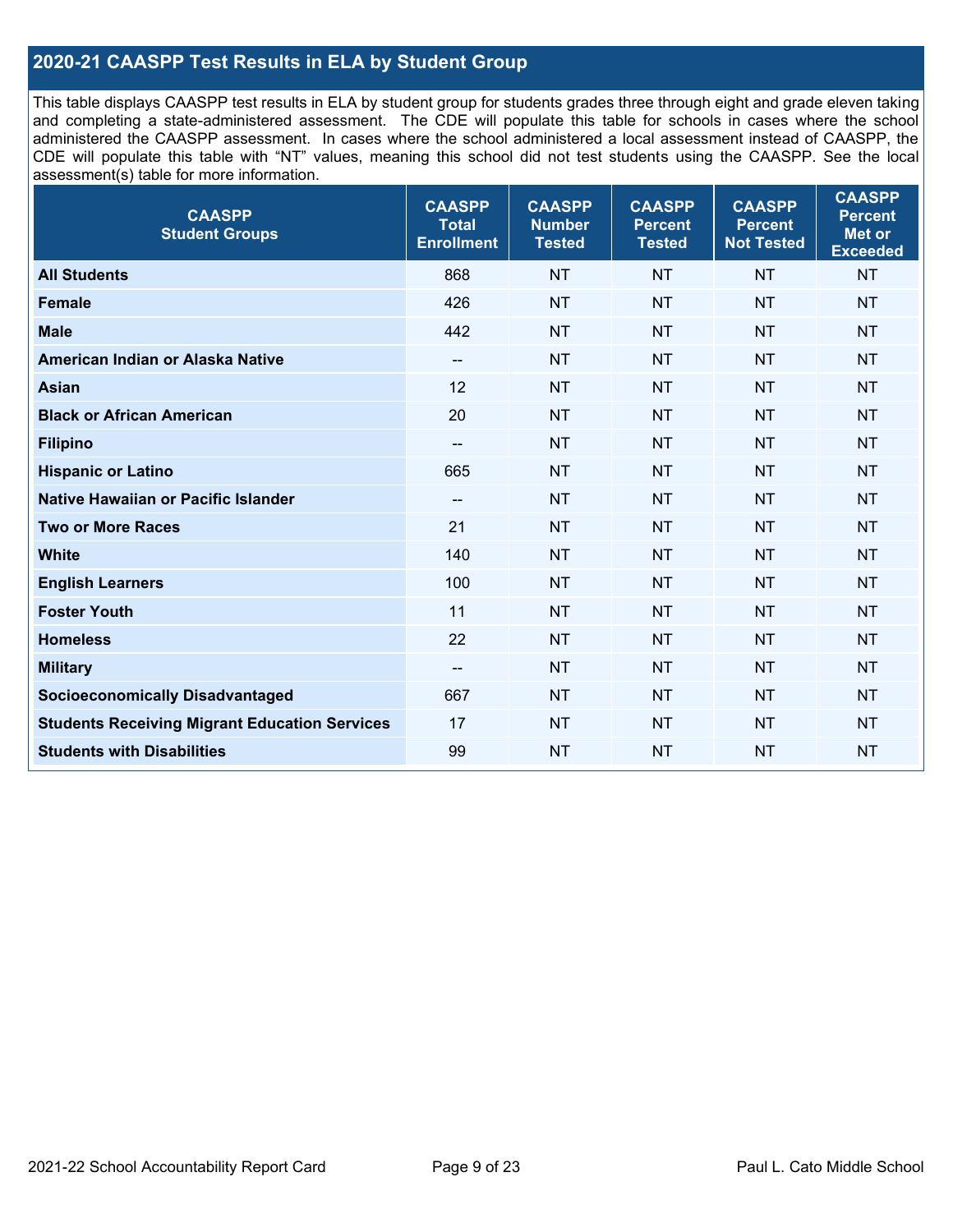## 2020-21 CAASPP Test Results in ELA by Student Group

This table displays CAASPP test results in ELA by student group for students grades three through eight and grade eleven taking and completing a state-administered assessment. The CDE will populate this table for schools in cases where the school administered the CAASPP assessment. In cases where the school administered a local assessment instead of CAASPP, the CDE will populate this table with "NT" values, meaning this school did not test students using the CAASPP. See the local assessment(s) table for more information.

| CAASPP Student Groups | CAASPP Total Enrollment | CAASPP Number Tested | CAASPP Percent Tested | CAASPP Percent Not Tested | CAASPP Percent Met or Exceeded |
|---|---|---|---|---|---|
| **All Students** | 868 | NT | NT | NT | NT |
| **Female** | 426 | NT | NT | NT | NT |
| **Male** | 442 | NT | NT | NT | NT |
| **American Indian or Alaska Native** | -- | NT | NT | NT | NT |
| **Asian** | 12 | NT | NT | NT | NT |
| **Black or African American** | 20 | NT | NT | NT | NT |
| **Filipino** | -- | NT | NT | NT | NT |
| **Hispanic or Latino** | 665 | NT | NT | NT | NT |
| **Native Hawaiian or Pacific Islander** | -- | NT | NT | NT | NT |
| **Two or More Races** | 21 | NT | NT | NT | NT |
| **White** | 140 | NT | NT | NT | NT |
| **English Learners** | 100 | NT | NT | NT | NT |
| **Foster Youth** | 11 | NT | NT | NT | NT |
| **Homeless** | 22 | NT | NT | NT | NT |
| **Military** | -- | NT | NT | NT | NT |
| **Socioeconomically Disadvantaged** | 667 | NT | NT | NT | NT |
| **Students Receiving Migrant Education Services** | 17 | NT | NT | NT | NT |
| **Students with Disabilities** | 99 | NT | NT | NT | NT |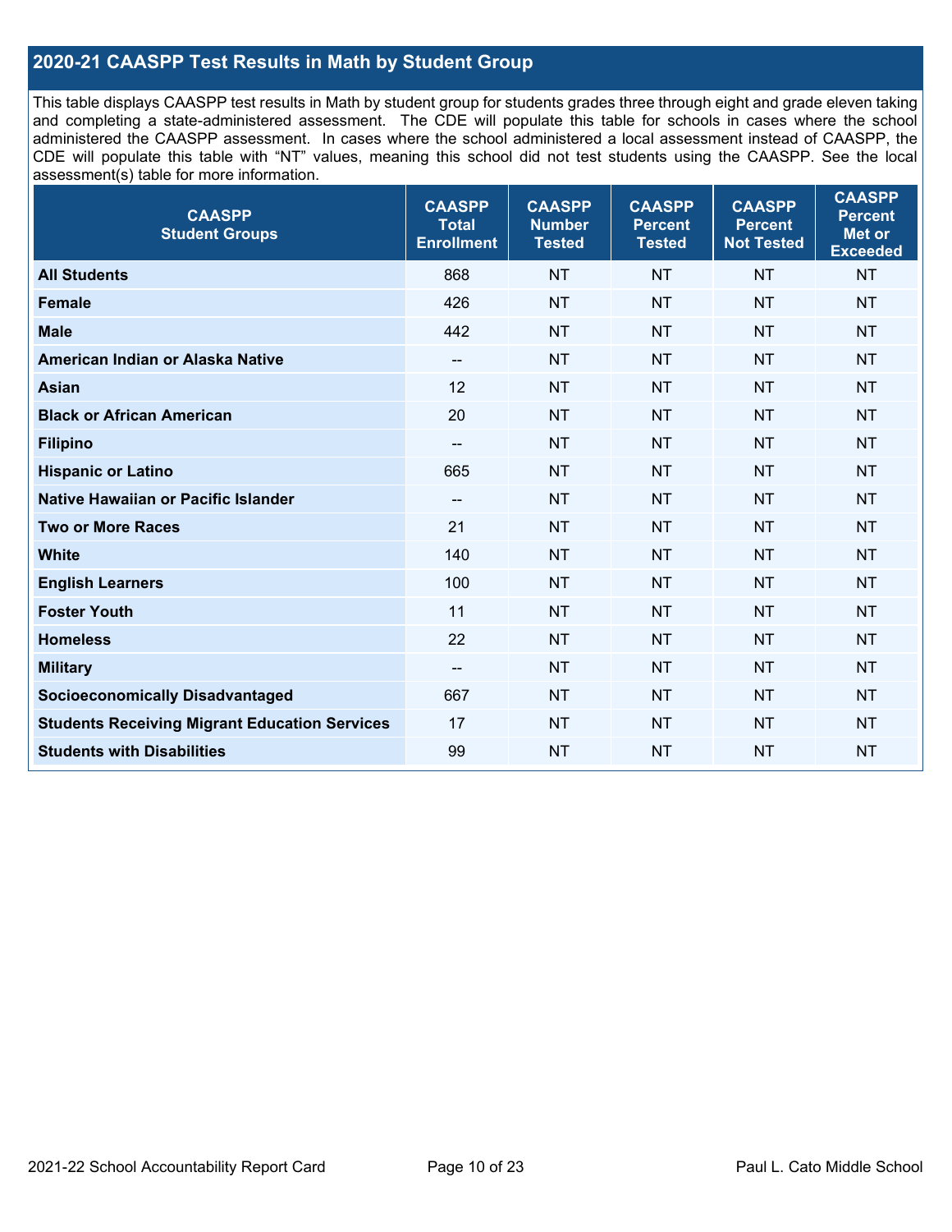## 2020-21 CAASPP Test Results in Math by Student Group

This table displays CAASPP test results in Math by student group for students grades three through eight and grade eleven taking and completing a state-administered assessment. The CDE will populate this table for schools in cases where the school administered the CAASPP assessment. In cases where the school administered a local assessment instead of CAASPP, the CDE will populate this table with "NT" values, meaning this school did not test students using the CAASPP. See the local assessment(s) table for more information.

| CAASPP Student Groups | CAASPP Total Enrollment | CAASPP Number Tested | CAASPP Percent Tested | CAASPP Percent Not Tested | CAASPP Percent Met or Exceeded |
|---|---|---|---|---|---|
| **All Students** | 868 | NT | NT | NT | NT |
| **Female** | 426 | NT | NT | NT | NT |
| **Male** | 442 | NT | NT | NT | NT |
| **American Indian or Alaska Native** | -- | NT | NT | NT | NT |
| **Asian** | 12 | NT | NT | NT | NT |
| **Black or African American** | 20 | NT | NT | NT | NT |
| **Filipino** | -- | NT | NT | NT | NT |
| **Hispanic or Latino** | 665 | NT | NT | NT | NT |
| **Native Hawaiian or Pacific Islander** | -- | NT | NT | NT | NT |
| **Two or More Races** | 21 | NT | NT | NT | NT |
| **White** | 140 | NT | NT | NT | NT |
| **English Learners** | 100 | NT | NT | NT | NT |
| **Foster Youth** | 11 | NT | NT | NT | NT |
| **Homeless** | 22 | NT | NT | NT | NT |
| **Military** | -- | NT | NT | NT | NT |
| **Socioeconomically Disadvantaged** | 667 | NT | NT | NT | NT |
| **Students Receiving Migrant Education Services** | 17 | NT | NT | NT | NT |
| **Students with Disabilities** | 99 | NT | NT | NT | NT |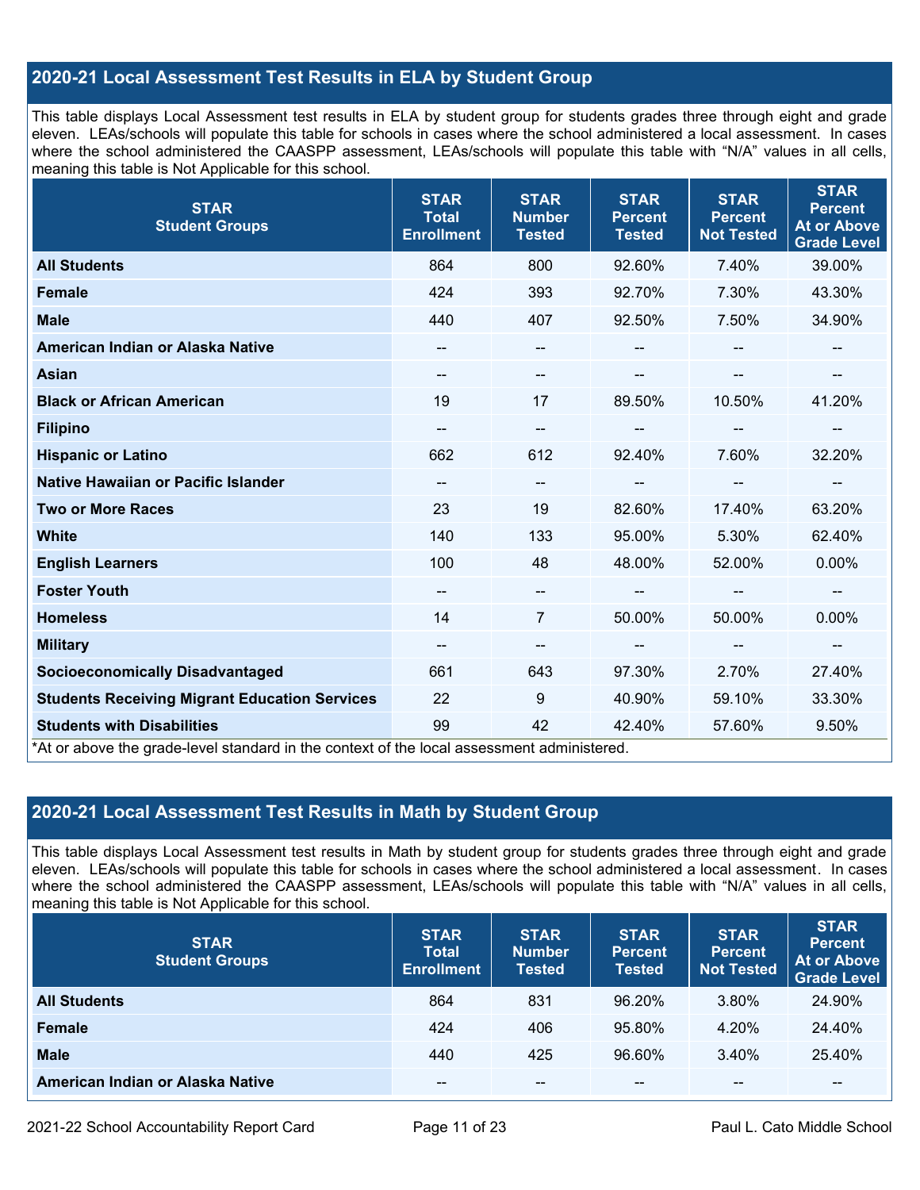## 2020-21 Local Assessment Test Results in ELA by Student Group

This table displays Local Assessment test results in ELA by student group for students grades three through eight and grade eleven. LEAs/schools will populate this table for schools in cases where the school administered a local assessment. In cases where the school administered the CAASPP assessment, LEAs/schools will populate this table with "N/A" values in all cells, meaning this table is Not Applicable for this school.

| STAR Student Groups | STAR Total Enrollment | STAR Number Tested | STAR Percent Tested | STAR Percent Not Tested | STAR Percent At or Above Grade Level |
|---|---|---|---|---|---|
| **All Students** | 864 | 800 | 92.60% | 7.40% | 39.00% |
| **Female** | 424 | 393 | 92.70% | 7.30% | 43.30% |
| **Male** | 440 | 407 | 92.50% | 7.50% | 34.90% |
| **American Indian or Alaska Native** | -- | -- | -- | -- | -- |
| **Asian** | -- | -- | -- | -- | -- |
| **Black or African American** | 19 | 17 | 89.50% | 10.50% | 41.20% |
| **Filipino** | -- | -- | -- | -- | -- |
| **Hispanic or Latino** | 662 | 612 | 92.40% | 7.60% | 32.20% |
| **Native Hawaiian or Pacific Islander** | -- | -- | -- | -- | -- |
| **Two or More Races** | 23 | 19 | 82.60% | 17.40% | 63.20% |
| **White** | 140 | 133 | 95.00% | 5.30% | 62.40% |
| **English Learners** | 100 | 48 | 48.00% | 52.00% | 0.00% |
| **Foster Youth** | -- | -- | -- | -- | -- |
| **Homeless** | 14 | 7 | 50.00% | 50.00% | 0.00% |
| **Military** | -- | -- | -- | -- | -- |
| **Socioeconomically Disadvantaged** | 661 | 643 | 97.30% | 2.70% | 27.40% |
| **Students Receiving Migrant Education Services** | 22 | 9 | 40.90% | 59.10% | 33.30% |
| **Students with Disabilities** | 99 | 42 | 42.40% | 57.60% | 9.50% |

*At or above the grade-level standard in the context of the local assessment administered.

## 2020-21 Local Assessment Test Results in Math by Student Group

This table displays Local Assessment test results in Math by student group for students grades three through eight and grade eleven. LEAs/schools will populate this table for schools in cases where the school administered a local assessment. In cases where the school administered the CAASPP assessment, LEAs/schools will populate this table with "N/A" values in all cells, meaning this table is Not Applicable for this school.

| STAR Student Groups | STAR Total Enrollment | STAR Number Tested | STAR Percent Tested | STAR Percent Not Tested | STAR Percent At or Above Grade Level |
|---|---|---|---|---|---|
| **All Students** | 864 | 831 | 96.20% | 3.80% | 24.90% |
| **Female** | 424 | 406 | 95.80% | 4.20% | 24.40% |
| **Male** | 440 | 425 | 96.60% | 3.40% | 25.40% |
| **American Indian or Alaska Native** | -- | -- | -- | -- | -- |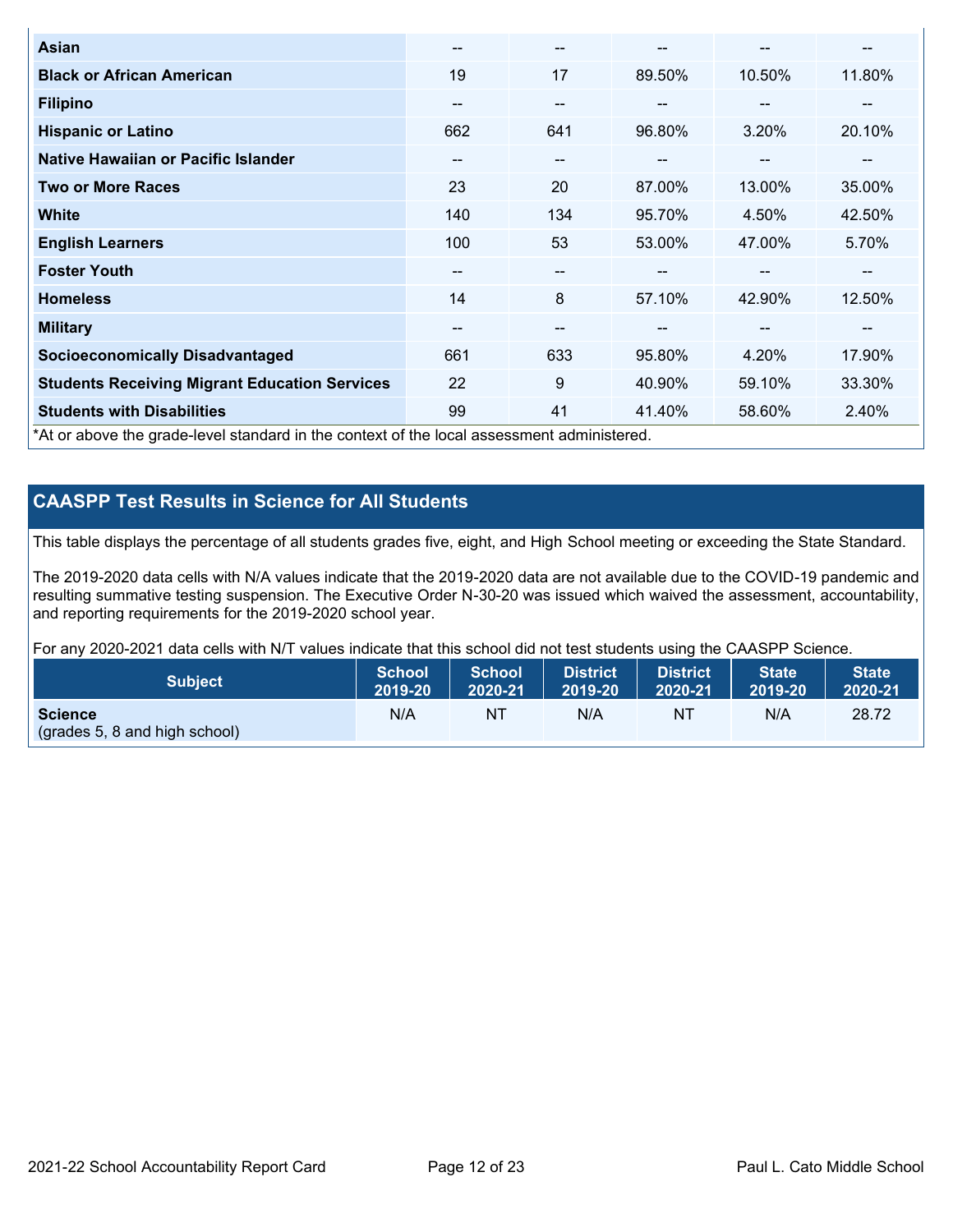| | | | | | |
|---|---|---|---|---|---|
| **Asian** | -- | -- | -- | -- | -- |
| **Black or African American** | 19 | 17 | 89.50% | 10.50% | 11.80% |
| **Filipino** | -- | -- | -- | -- | -- |
| **Hispanic or Latino** | 662 | 641 | 96.80% | 3.20% | 20.10% |
| **Native Hawaiian or Pacific Islander** | -- | -- | -- | -- | -- |
| **Two or More Races** | 23 | 20 | 87.00% | 13.00% | 35.00% |
| **White** | 140 | 134 | 95.70% | 4.50% | 42.50% |
| **English Learners** | 100 | 53 | 53.00% | 47.00% | 5.70% |
| **Foster Youth** | -- | -- | -- | -- | -- |
| **Homeless** | 14 | 8 | 57.10% | 42.90% | 12.50% |
| **Military** | -- | -- | -- | -- | -- |
| **Socioeconomically Disadvantaged** | 661 | 633 | 95.80% | 4.20% | 17.90% |
| **Students Receiving Migrant Education Services** | 22 | 9 | 40.90% | 59.10% | 33.30% |
| **Students with Disabilities** | 99 | 41 | 41.40% | 58.60% | 2.40% |

*At or above the grade-level standard in the context of the local assessment administered.

## CAASPP Test Results in Science for All Students

This table displays the percentage of all students grades five, eight, and High School meeting or exceeding the State Standard.

The 2019-2020 data cells with N/A values indicate that the 2019-2020 data are not available due to the COVID-19 pandemic and resulting summative testing suspension. The Executive Order N-30-20 was issued which waived the assessment, accountability, and reporting requirements for the 2019-2020 school year.

For any 2020-2021 data cells with N/T values indicate that this school did not test students using the CAASPP Science.

| Subject | School 2019-20 | School 2020-21 | District 2019-20 | District 2020-21 | State 2019-20 | State 2020-21 |
|---|---|---|---|---|---|---|
| **Science** (grades 5, 8 and high school) | N/A | NT | N/A | NT | N/A | 28.72 |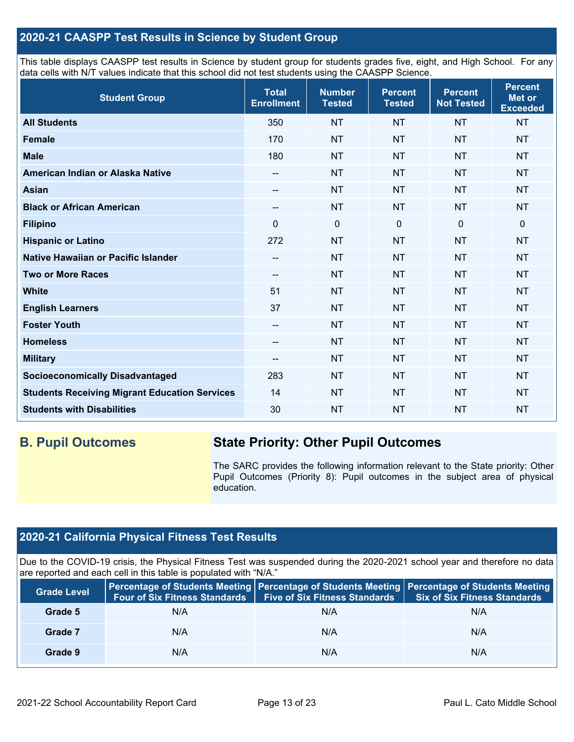## 2020-21 CAASPP Test Results in Science by Student Group

This table displays CAASPP test results in Science by student group for students grades five, eight, and High School. For any data cells with N/T values indicate that this school did not test students using the CAASPP Science.

| Student Group | Total Enrollment | Number Tested | Percent Tested | Percent Not Tested | Percent Met or Exceeded |
|---|---|---|---|---|---|
| **All Students** | 350 | NT | NT | NT | NT |
| **Female** | 170 | NT | NT | NT | NT |
| **Male** | 180 | NT | NT | NT | NT |
| **American Indian or Alaska Native** | -- | NT | NT | NT | NT |
| **Asian** | -- | NT | NT | NT | NT |
| **Black or African American** | -- | NT | NT | NT | NT |
| **Filipino** | 0 | 0 | 0 | 0 | 0 |
| **Hispanic or Latino** | 272 | NT | NT | NT | NT |
| **Native Hawaiian or Pacific Islander** | -- | NT | NT | NT | NT |
| **Two or More Races** | -- | NT | NT | NT | NT |
| **White** | 51 | NT | NT | NT | NT |
| **English Learners** | 37 | NT | NT | NT | NT |
| **Foster Youth** | -- | NT | NT | NT | NT |
| **Homeless** | -- | NT | NT | NT | NT |
| **Military** | -- | NT | NT | NT | NT |
| **Socioeconomically Disadvantaged** | 283 | NT | NT | NT | NT |
| **Students Receiving Migrant Education Services** | 14 | NT | NT | NT | NT |
| **Students with Disabilities** | 30 | NT | NT | NT | NT |

## B. Pupil Outcomes

### State Priority: Other Pupil Outcomes

The SARC provides the following information relevant to the State priority: Other Pupil Outcomes (Priority 8): Pupil outcomes in the subject area of physical education.

## 2020-21 California Physical Fitness Test Results

Due to the COVID-19 crisis, the Physical Fitness Test was suspended during the 2020-2021 school year and therefore no data are reported and each cell in this table is populated with "N/A."

| Grade Level | Percentage of Students Meeting Four of Six Fitness Standards | Percentage of Students Meeting Five of Six Fitness Standards | Percentage of Students Meeting Six of Six Fitness Standards |
|---|---|---|---|
| **Grade 5** | N/A | N/A | N/A |
| **Grade 7** | N/A | N/A | N/A |
| **Grade 9** | N/A | N/A | N/A |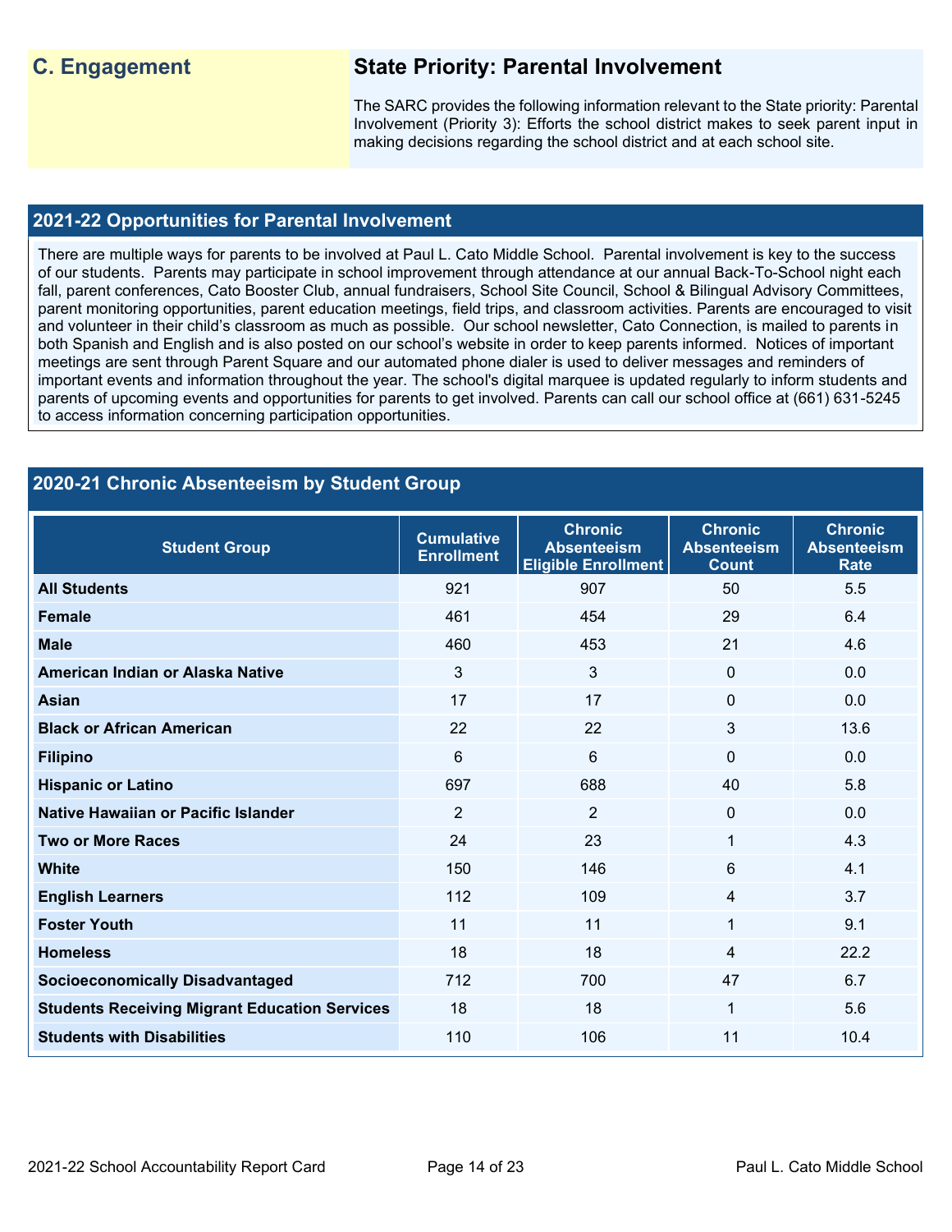## C. Engagement

### State Priority: Parental Involvement

The SARC provides the following information relevant to the State priority: Parental Involvement (Priority 3): Efforts the school district makes to seek parent input in making decisions regarding the school district and at each school site.

## 2021-22 Opportunities for Parental Involvement

There are multiple ways for parents to be involved at Paul L. Cato Middle School. Parental involvement is key to the success of our students. Parents may participate in school improvement through attendance at our annual Back-To-School night each fall, parent conferences, Cato Booster Club, annual fundraisers, School Site Council, School & Bilingual Advisory Committees, parent monitoring opportunities, parent education meetings, field trips, and classroom activities. Parents are encouraged to visit and volunteer in their child's classroom as much as possible. Our school newsletter, Cato Connection, is mailed to parents in both Spanish and English and is also posted on our school's website in order to keep parents informed. Notices of important meetings are sent through Parent Square and our automated phone dialer is used to deliver messages and reminders of important events and information throughout the year. The school's digital marquee is updated regularly to inform students and parents of upcoming events and opportunities for parents to get involved. Parents can call our school office at (661) 631-5245 to access information concerning participation opportunities.

## 2020-21 Chronic Absenteeism by Student Group

| Student Group | Cumulative Enrollment | Chronic Absenteeism Eligible Enrollment | Chronic Absenteeism Count | Chronic Absenteeism Rate |
|---|---|---|---|---|
| **All Students** | 921 | 907 | 50 | 5.5 |
| **Female** | 461 | 454 | 29 | 6.4 |
| **Male** | 460 | 453 | 21 | 4.6 |
| **American Indian or Alaska Native** | 3 | 3 | 0 | 0.0 |
| **Asian** | 17 | 17 | 0 | 0.0 |
| **Black or African American** | 22 | 22 | 3 | 13.6 |
| **Filipino** | 6 | 6 | 0 | 0.0 |
| **Hispanic or Latino** | 697 | 688 | 40 | 5.8 |
| **Native Hawaiian or Pacific Islander** | 2 | 2 | 0 | 0.0 |
| **Two or More Races** | 24 | 23 | 1 | 4.3 |
| **White** | 150 | 146 | 6 | 4.1 |
| **English Learners** | 112 | 109 | 4 | 3.7 |
| **Foster Youth** | 11 | 11 | 1 | 9.1 |
| **Homeless** | 18 | 18 | 4 | 22.2 |
| **Socioeconomically Disadvantaged** | 712 | 700 | 47 | 6.7 |
| **Students Receiving Migrant Education Services** | 18 | 18 | 1 | 5.6 |
| **Students with Disabilities** | 110 | 106 | 11 | 10.4 |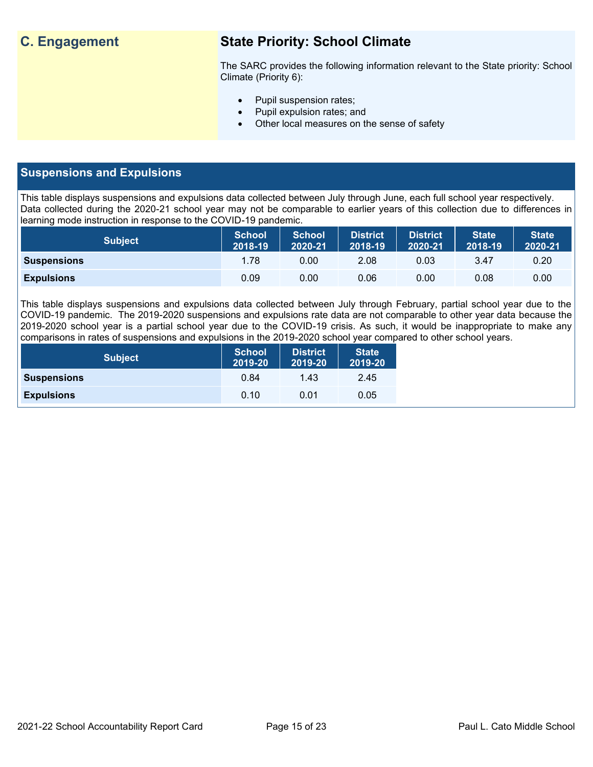## C. Engagement

### State Priority: School Climate

The SARC provides the following information relevant to the State priority: School Climate (Priority 6):

- Pupil suspension rates;
- Pupil expulsion rates; and
- Other local measures on the sense of safety

### Suspensions and Expulsions

This table displays suspensions and expulsions data collected between July through June, each full school year respectively. Data collected during the 2020-21 school year may not be comparable to earlier years of this collection due to differences in learning mode instruction in response to the COVID-19 pandemic.

| Subject | School 2018-19 | School 2020-21 | District 2018-19 | District 2020-21 | State 2018-19 | State 2020-21 |
|---|---|---|---|---|---|---|
| **Suspensions** | 1.78 | 0.00 | 2.08 | 0.03 | 3.47 | 0.20 |
| **Expulsions** | 0.09 | 0.00 | 0.06 | 0.00 | 0.08 | 0.00 |

This table displays suspensions and expulsions data collected between July through February, partial school year due to the COVID-19 pandemic. The 2019-2020 suspensions and expulsions rate data are not comparable to other year data because the 2019-2020 school year is a partial school year due to the COVID-19 crisis. As such, it would be inappropriate to make any comparisons in rates of suspensions and expulsions in the 2019-2020 school year compared to other school years.

| Subject | School 2019-20 | District 2019-20 | State 2019-20 |
|---|---|---|---|
| **Suspensions** | 0.84 | 1.43 | 2.45 |
| **Expulsions** | 0.10 | 0.01 | 0.05 |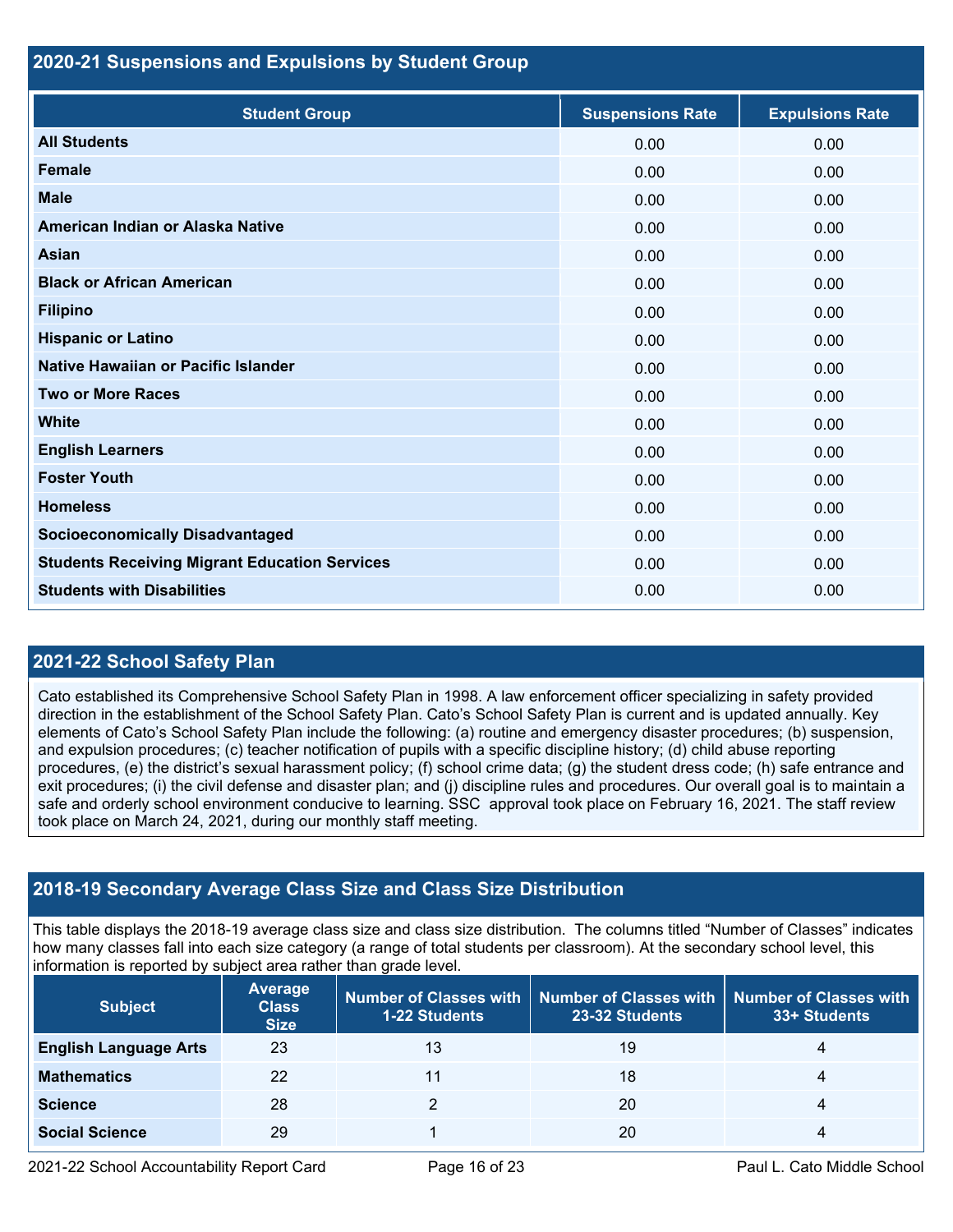## 2020-21 Suspensions and Expulsions by Student Group

| Student Group | Suspensions Rate | Expulsions Rate |
|---|---|---|
| **All Students** | 0.00 | 0.00 |
| **Female** | 0.00 | 0.00 |
| **Male** | 0.00 | 0.00 |
| **American Indian or Alaska Native** | 0.00 | 0.00 |
| **Asian** | 0.00 | 0.00 |
| **Black or African American** | 0.00 | 0.00 |
| **Filipino** | 0.00 | 0.00 |
| **Hispanic or Latino** | 0.00 | 0.00 |
| **Native Hawaiian or Pacific Islander** | 0.00 | 0.00 |
| **Two or More Races** | 0.00 | 0.00 |
| **White** | 0.00 | 0.00 |
| **English Learners** | 0.00 | 0.00 |
| **Foster Youth** | 0.00 | 0.00 |
| **Homeless** | 0.00 | 0.00 |
| **Socioeconomically Disadvantaged** | 0.00 | 0.00 |
| **Students Receiving Migrant Education Services** | 0.00 | 0.00 |
| **Students with Disabilities** | 0.00 | 0.00 |

## 2021-22 School Safety Plan

Cato established its Comprehensive School Safety Plan in 1998. A law enforcement officer specializing in safety provided direction in the establishment of the School Safety Plan. Cato's School Safety Plan is current and is updated annually. Key elements of Cato's School Safety Plan include the following: (a) routine and emergency disaster procedures; (b) suspension, and expulsion procedures; (c) teacher notification of pupils with a specific discipline history; (d) child abuse reporting procedures, (e) the district's sexual harassment policy; (f) school crime data; (g) the student dress code; (h) safe entrance and exit procedures; (i) the civil defense and disaster plan; and (j) discipline rules and procedures. Our overall goal is to maintain a safe and orderly school environment conducive to learning. SSC approval took place on February 16, 2021. The staff review took place on March 24, 2021, during our monthly staff meeting.

## 2018-19 Secondary Average Class Size and Class Size Distribution

This table displays the 2018-19 average class size and class size distribution. The columns titled "Number of Classes" indicates how many classes fall into each size category (a range of total students per classroom). At the secondary school level, this information is reported by subject area rather than grade level.

| Subject | Average Class Size | Number of Classes with 1-22 Students | Number of Classes with 23-32 Students | Number of Classes with 33+ Students |
|---|---|---|---|---|
| **English Language Arts** | 23 | 13 | 19 | 4 |
| **Mathematics** | 22 | 11 | 18 | 4 |
| **Science** | 28 | 2 | 20 | 4 |
| **Social Science** | 29 | 1 | 20 | 4 |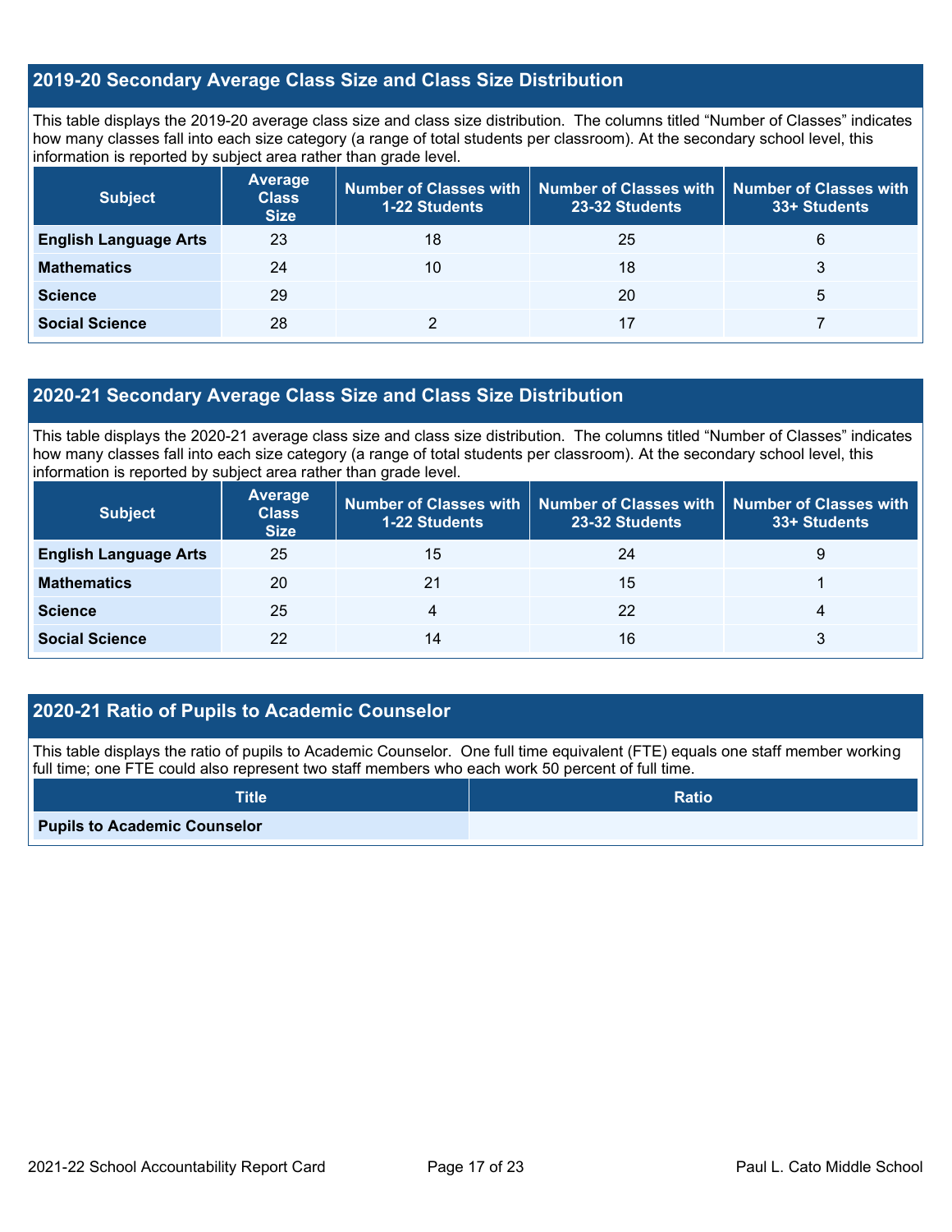## 2019-20 Secondary Average Class Size and Class Size Distribution

This table displays the 2019-20 average class size and class size distribution. The columns titled "Number of Classes" indicates how many classes fall into each size category (a range of total students per classroom). At the secondary school level, this information is reported by subject area rather than grade level.

| Subject | Average Class Size | Number of Classes with 1-22 Students | Number of Classes with 23-32 Students | Number of Classes with 33+ Students |
|---|---|---|---|---|
| **English Language Arts** | 23 | 18 | 25 | 6 |
| **Mathematics** | 24 | 10 | 18 | 3 |
| **Science** | 29 | | 20 | 5 |
| **Social Science** | 28 | 2 | 17 | 7 |

## 2020-21 Secondary Average Class Size and Class Size Distribution

This table displays the 2020-21 average class size and class size distribution. The columns titled "Number of Classes" indicates how many classes fall into each size category (a range of total students per classroom). At the secondary school level, this information is reported by subject area rather than grade level.

| Subject | Average Class Size | Number of Classes with 1-22 Students | Number of Classes with 23-32 Students | Number of Classes with 33+ Students |
|---|---|---|---|---|
| **English Language Arts** | 25 | 15 | 24 | 9 |
| **Mathematics** | 20 | 21 | 15 | 1 |
| **Science** | 25 | 4 | 22 | 4 |
| **Social Science** | 22 | 14 | 16 | 3 |

## 2020-21 Ratio of Pupils to Academic Counselor

This table displays the ratio of pupils to Academic Counselor. One full time equivalent (FTE) equals one staff member working full time; one FTE could also represent two staff members who each work 50 percent of full time.

| Title | Ratio |
|---|---|
| **Pupils to Academic Counselor** | |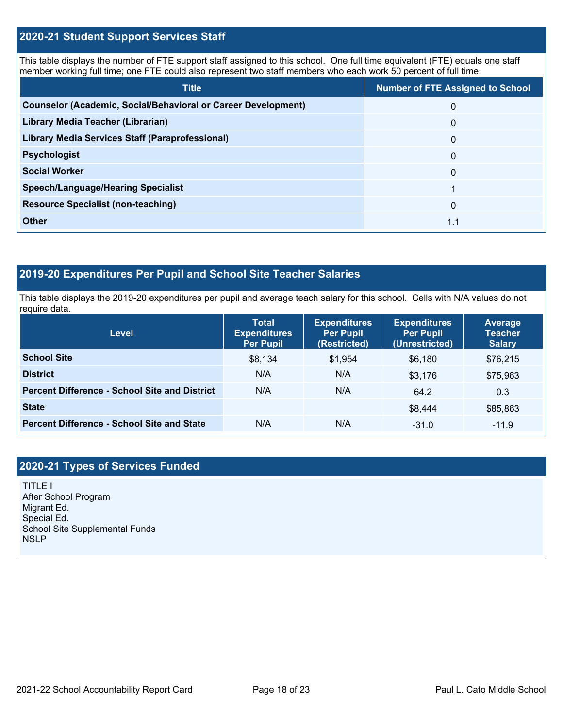## 2020-21 Student Support Services Staff

This table displays the number of FTE support staff assigned to this school. One full time equivalent (FTE) equals one staff member working full time; one FTE could also represent two staff members who each work 50 percent of full time.

| Title | Number of FTE Assigned to School |
| --- | --- |
| **Counselor (Academic, Social/Behavioral or Career Development)** | 0 |
| **Library Media Teacher (Librarian)** | 0 |
| **Library Media Services Staff (Paraprofessional)** | 0 |
| **Psychologist** | 0 |
| **Social Worker** | 0 |
| **Speech/Language/Hearing Specialist** | 1 |
| **Resource Specialist (non-teaching)** | 0 |
| **Other** | 1.1 |

## 2019-20 Expenditures Per Pupil and School Site Teacher Salaries

This table displays the 2019-20 expenditures per pupil and average teach salary for this school. Cells with N/A values do not require data.

| Level | Total Expenditures Per Pupil | Expenditures Per Pupil (Restricted) | Expenditures Per Pupil (Unrestricted) | Average Teacher Salary |
| --- | --- | --- | --- | --- |
| **School Site** | $8,134 | $1,954 | $6,180 | $76,215 |
| **District** | N/A | N/A | $3,176 | $75,963 |
| **Percent Difference - School Site and District** | N/A | N/A | 64.2 | 0.3 |
| **State** | | | $8,444 | $85,863 |
| **Percent Difference - School Site and State** | N/A | N/A | -31.0 | -11.9 |

## 2020-21 Types of Services Funded

TITLE I
After School Program
Migrant Ed.
Special Ed.
School Site Supplemental Funds
NSLP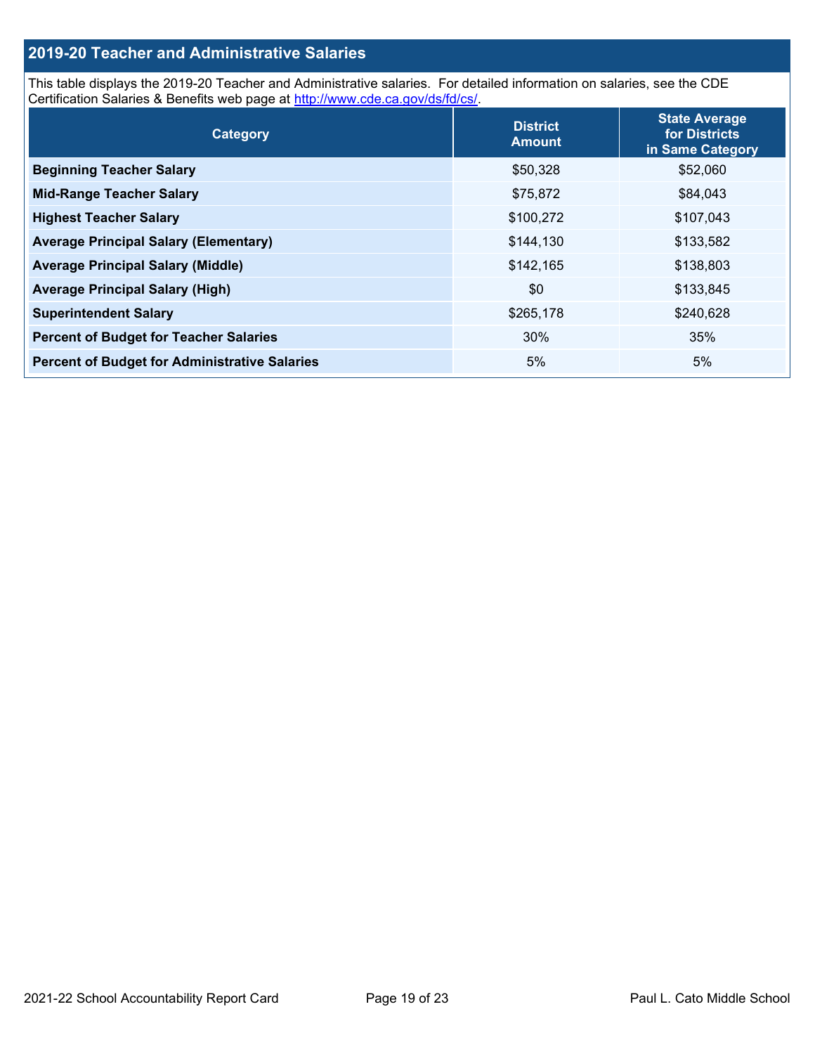## 2019-20 Teacher and Administrative Salaries

This table displays the 2019-20 Teacher and Administrative salaries. For detailed information on salaries, see the CDE Certification Salaries & Benefits web page at http://www.cde.ca.gov/ds/fd/cs/.

| Category | District Amount | State Average for Districts in Same Category |
|---|---|---|
| Beginning Teacher Salary | $50,328 | $52,060 |
| Mid-Range Teacher Salary | $75,872 | $84,043 |
| Highest Teacher Salary | $100,272 | $107,043 |
| Average Principal Salary (Elementary) | $144,130 | $133,582 |
| Average Principal Salary (Middle) | $142,165 | $138,803 |
| Average Principal Salary (High) | $0 | $133,845 |
| Superintendent Salary | $265,178 | $240,628 |
| Percent of Budget for Teacher Salaries | 30% | 35% |
| Percent of Budget for Administrative Salaries | 5% | 5% |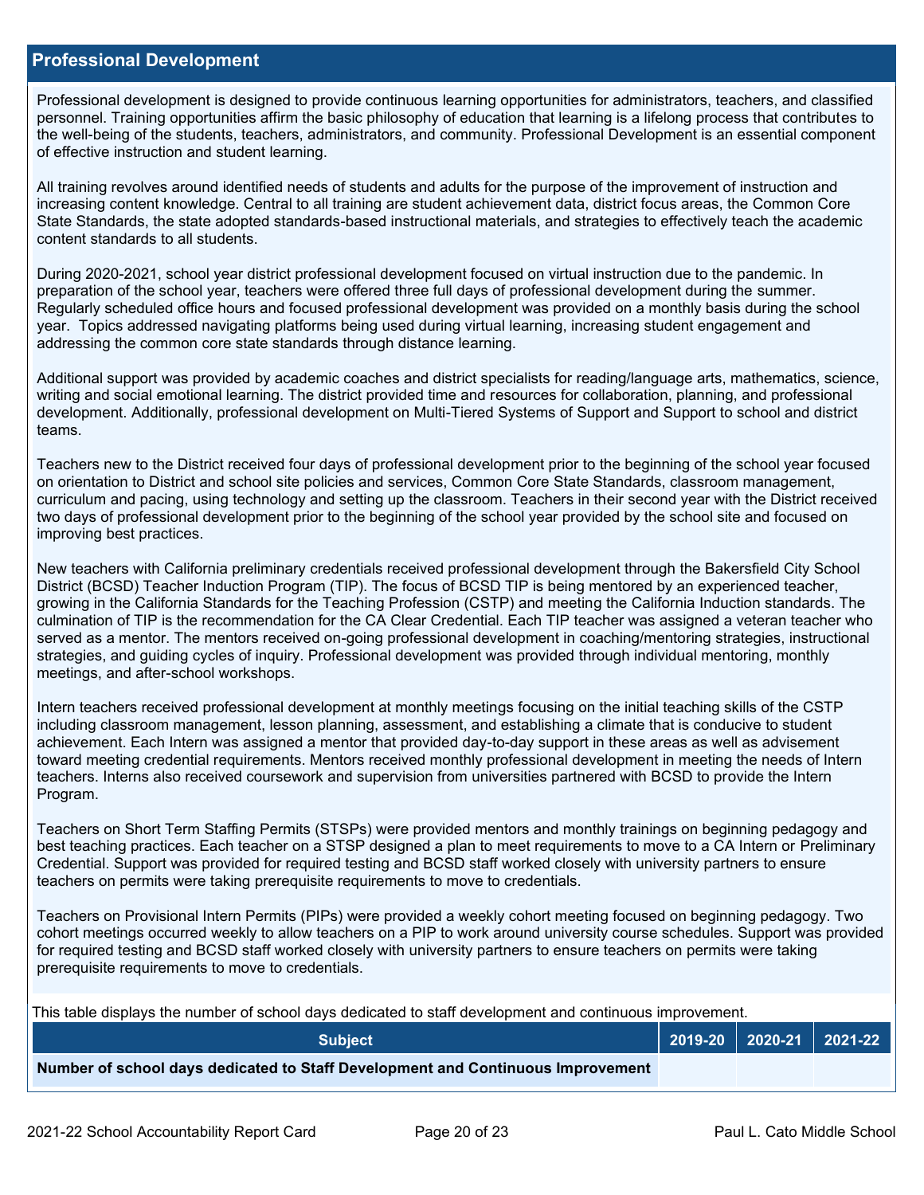## Professional Development

Professional development is designed to provide continuous learning opportunities for administrators, teachers, and classified personnel. Training opportunities affirm the basic philosophy of education that learning is a lifelong process that contributes to the well-being of the students, teachers, administrators, and community. Professional Development is an essential component of effective instruction and student learning.

All training revolves around identified needs of students and adults for the purpose of the improvement of instruction and increasing content knowledge. Central to all training are student achievement data, district focus areas, the Common Core State Standards, the state adopted standards-based instructional materials, and strategies to effectively teach the academic content standards to all students.

During 2020-2021, school year district professional development focused on virtual instruction due to the pandemic. In preparation of the school year, teachers were offered three full days of professional development during the summer. Regularly scheduled office hours and focused professional development was provided on a monthly basis during the school year. Topics addressed navigating platforms being used during virtual learning, increasing student engagement and addressing the common core state standards through distance learning.

Additional support was provided by academic coaches and district specialists for reading/language arts, mathematics, science, writing and social emotional learning. The district provided time and resources for collaboration, planning, and professional development. Additionally, professional development on Multi-Tiered Systems of Support and Support to school and district teams.

Teachers new to the District received four days of professional development prior to the beginning of the school year focused on orientation to District and school site policies and services, Common Core State Standards, classroom management, curriculum and pacing, using technology and setting up the classroom. Teachers in their second year with the District received two days of professional development prior to the beginning of the school year provided by the school site and focused on improving best practices.

New teachers with California preliminary credentials received professional development through the Bakersfield City School District (BCSD) Teacher Induction Program (TIP). The focus of BCSD TIP is being mentored by an experienced teacher, growing in the California Standards for the Teaching Profession (CSTP) and meeting the California Induction standards. The culmination of TIP is the recommendation for the CA Clear Credential. Each TIP teacher was assigned a veteran teacher who served as a mentor. The mentors received on-going professional development in coaching/mentoring strategies, instructional strategies, and guiding cycles of inquiry. Professional development was provided through individual mentoring, monthly meetings, and after-school workshops.

Intern teachers received professional development at monthly meetings focusing on the initial teaching skills of the CSTP including classroom management, lesson planning, assessment, and establishing a climate that is conducive to student achievement. Each Intern was assigned a mentor that provided day-to-day support in these areas as well as advisement toward meeting credential requirements. Mentors received monthly professional development in meeting the needs of Intern teachers. Interns also received coursework and supervision from universities partnered with BCSD to provide the Intern Program.

Teachers on Short Term Staffing Permits (STSPs) were provided mentors and monthly trainings on beginning pedagogy and best teaching practices. Each teacher on a STSP designed a plan to meet requirements to move to a CA Intern or Preliminary Credential. Support was provided for required testing and BCSD staff worked closely with university partners to ensure teachers on permits were taking prerequisite requirements to move to credentials.

Teachers on Provisional Intern Permits (PIPs) were provided a weekly cohort meeting focused on beginning pedagogy. Two cohort meetings occurred weekly to allow teachers on a PIP to work around university course schedules. Support was provided for required testing and BCSD staff worked closely with university partners to ensure teachers on permits were taking prerequisite requirements to move to credentials.

This table displays the number of school days dedicated to staff development and continuous improvement.

| Subject | 2019-20 | 2020-21 | 2021-22 |
|---|---|---|---|
| **Number of school days dedicated to Staff Development and Continuous Improvement** | | | |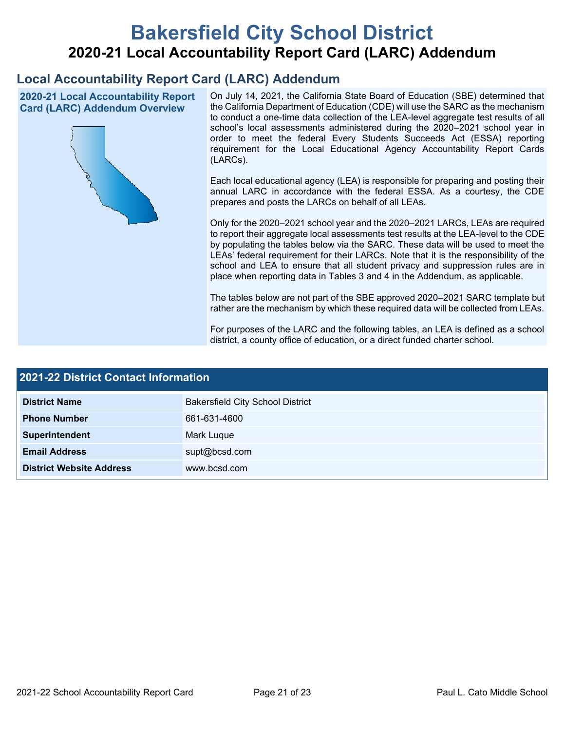# Bakersfield City School District

## 2020-21 Local Accountability Report Card (LARC) Addendum

## Local Accountability Report Card (LARC) Addendum

### 2020-21 Local Accountability Report Card (LARC) Addendum Overview

On July 14, 2021, the California State Board of Education (SBE) determined that the California Department of Education (CDE) will use the SARC as the mechanism to conduct a one-time data collection of the LEA-level aggregate test results of all school's local assessments administered during the 2020–2021 school year in order to meet the federal Every Students Succeeds Act (ESSA) reporting requirement for the Local Educational Agency Accountability Report Cards (LARCs).

Each local educational agency (LEA) is responsible for preparing and posting their annual LARC in accordance with the federal ESSA. As a courtesy, the CDE prepares and posts the LARCs on behalf of all LEAs.

Only for the 2020–2021 school year and the 2020–2021 LARCs, LEAs are required to report their aggregate local assessments test results at the LEA-level to the CDE by populating the tables below via the SARC. These data will be used to meet the LEAs' federal requirement for their LARCs. Note that it is the responsibility of the school and LEA to ensure that all student privacy and suppression rules are in place when reporting data in Tables 3 and 4 in the Addendum, as applicable.

The tables below are not part of the SBE approved 2020–2021 SARC template but rather are the mechanism by which these required data will be collected from LEAs.

For purposes of the LARC and the following tables, an LEA is defined as a school district, a county office of education, or a direct funded charter school.

### 2021-22 District Contact Information

| | |
|---|---|
| **District Name** | Bakersfield City School District |
| **Phone Number** | 661-631-4600 |
| **Superintendent** | Mark Luque |
| **Email Address** | supt@bcsd.com |
| **District Website Address** | www.bcsd.com |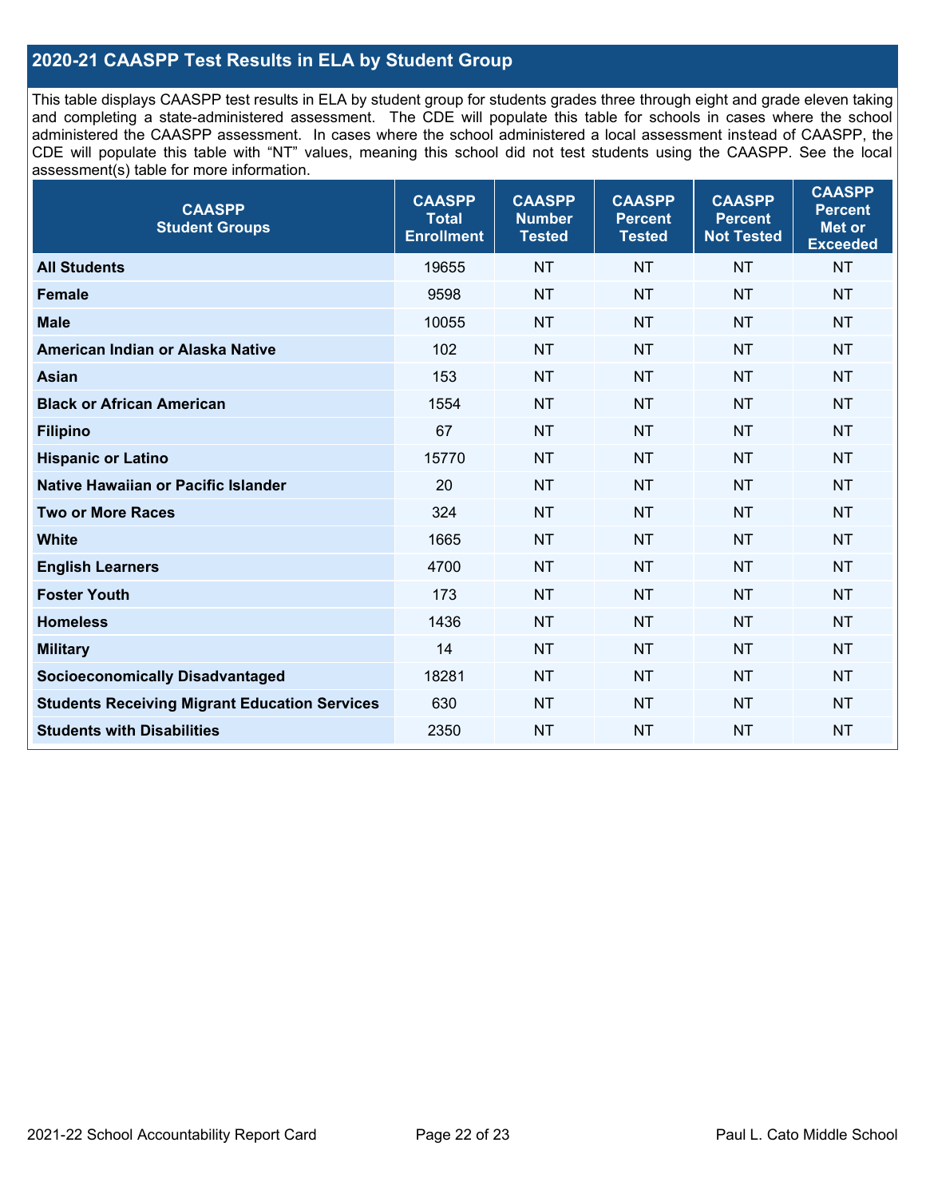## 2020-21 CAASPP Test Results in ELA by Student Group

This table displays CAASPP test results in ELA by student group for students grades three through eight and grade eleven taking and completing a state-administered assessment. The CDE will populate this table for schools in cases where the school administered the CAASPP assessment. In cases where the school administered a local assessment instead of CAASPP, the CDE will populate this table with "NT" values, meaning this school did not test students using the CAASPP. See the local assessment(s) table for more information.

| CAASPP Student Groups | CAASPP Total Enrollment | CAASPP Number Tested | CAASPP Percent Tested | CAASPP Percent Not Tested | CAASPP Percent Met or Exceeded |
|---|---|---|---|---|---|
| **All Students** | 19655 | NT | NT | NT | NT |
| **Female** | 9598 | NT | NT | NT | NT |
| **Male** | 10055 | NT | NT | NT | NT |
| **American Indian or Alaska Native** | 102 | NT | NT | NT | NT |
| **Asian** | 153 | NT | NT | NT | NT |
| **Black or African American** | 1554 | NT | NT | NT | NT |
| **Filipino** | 67 | NT | NT | NT | NT |
| **Hispanic or Latino** | 15770 | NT | NT | NT | NT |
| **Native Hawaiian or Pacific Islander** | 20 | NT | NT | NT | NT |
| **Two or More Races** | 324 | NT | NT | NT | NT |
| **White** | 1665 | NT | NT | NT | NT |
| **English Learners** | 4700 | NT | NT | NT | NT |
| **Foster Youth** | 173 | NT | NT | NT | NT |
| **Homeless** | 1436 | NT | NT | NT | NT |
| **Military** | 14 | NT | NT | NT | NT |
| **Socioeconomically Disadvantaged** | 18281 | NT | NT | NT | NT |
| **Students Receiving Migrant Education Services** | 630 | NT | NT | NT | NT |
| **Students with Disabilities** | 2350 | NT | NT | NT | NT |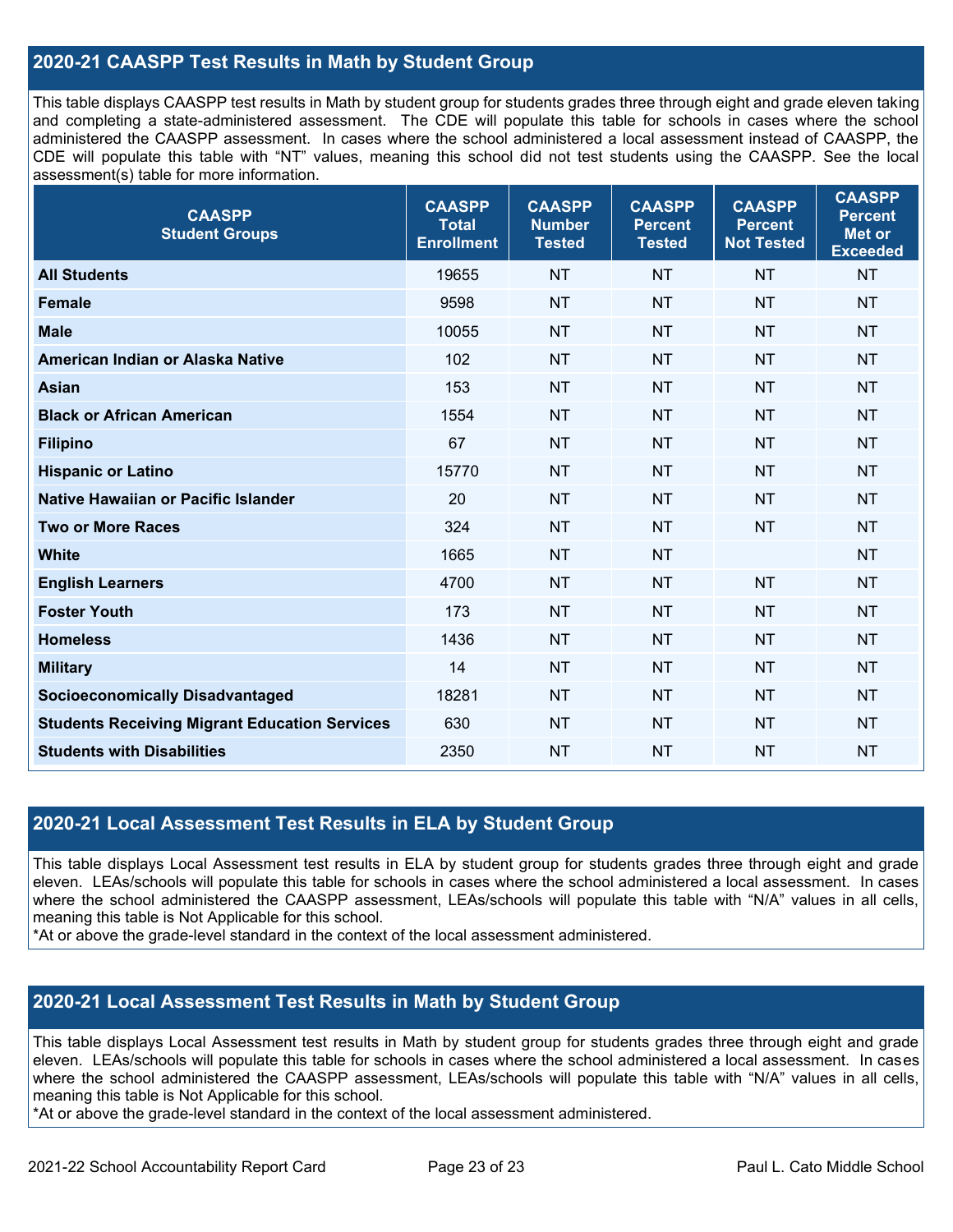## 2020-21 CAASPP Test Results in Math by Student Group

This table displays CAASPP test results in Math by student group for students grades three through eight and grade eleven taking and completing a state-administered assessment. The CDE will populate this table for schools in cases where the school administered the CAASPP assessment. In cases where the school administered a local assessment instead of CAASPP, the CDE will populate this table with "NT" values, meaning this school did not test students using the CAASPP. See the local assessment(s) table for more information.

| CAASPP Student Groups | CAASPP Total Enrollment | CAASPP Number Tested | CAASPP Percent Tested | CAASPP Percent Not Tested | CAASPP Percent Met or Exceeded |
|---|---|---|---|---|---|
| **All Students** | 19655 | NT | NT | NT | NT |
| **Female** | 9598 | NT | NT | NT | NT |
| **Male** | 10055 | NT | NT | NT | NT |
| **American Indian or Alaska Native** | 102 | NT | NT | NT | NT |
| **Asian** | 153 | NT | NT | NT | NT |
| **Black or African American** | 1554 | NT | NT | NT | NT |
| **Filipino** | 67 | NT | NT | NT | NT |
| **Hispanic or Latino** | 15770 | NT | NT | NT | NT |
| **Native Hawaiian or Pacific Islander** | 20 | NT | NT | NT | NT |
| **Two or More Races** | 324 | NT | NT | NT | NT |
| **White** | 1665 | NT | NT | | NT |
| **English Learners** | 4700 | NT | NT | NT | NT |
| **Foster Youth** | 173 | NT | NT | NT | NT |
| **Homeless** | 1436 | NT | NT | NT | NT |
| **Military** | 14 | NT | NT | NT | NT |
| **Socioeconomically Disadvantaged** | 18281 | NT | NT | NT | NT |
| **Students Receiving Migrant Education Services** | 630 | NT | NT | NT | NT |
| **Students with Disabilities** | 2350 | NT | NT | NT | NT |

## 2020-21 Local Assessment Test Results in ELA by Student Group

This table displays Local Assessment test results in ELA by student group for students grades three through eight and grade eleven. LEAs/schools will populate this table for schools in cases where the school administered a local assessment. In cases where the school administered the CAASPP assessment, LEAs/schools will populate this table with "N/A" values in all cells, meaning this table is Not Applicable for this school.

*At or above the grade-level standard in the context of the local assessment administered.

## 2020-21 Local Assessment Test Results in Math by Student Group

This table displays Local Assessment test results in Math by student group for students grades three through eight and grade eleven. LEAs/schools will populate this table for schools in cases where the school administered a local assessment. In cases where the school administered the CAASPP assessment, LEAs/schools will populate this table with "N/A" values in all cells, meaning this table is Not Applicable for this school.

*At or above the grade-level standard in the context of the local assessment administered.